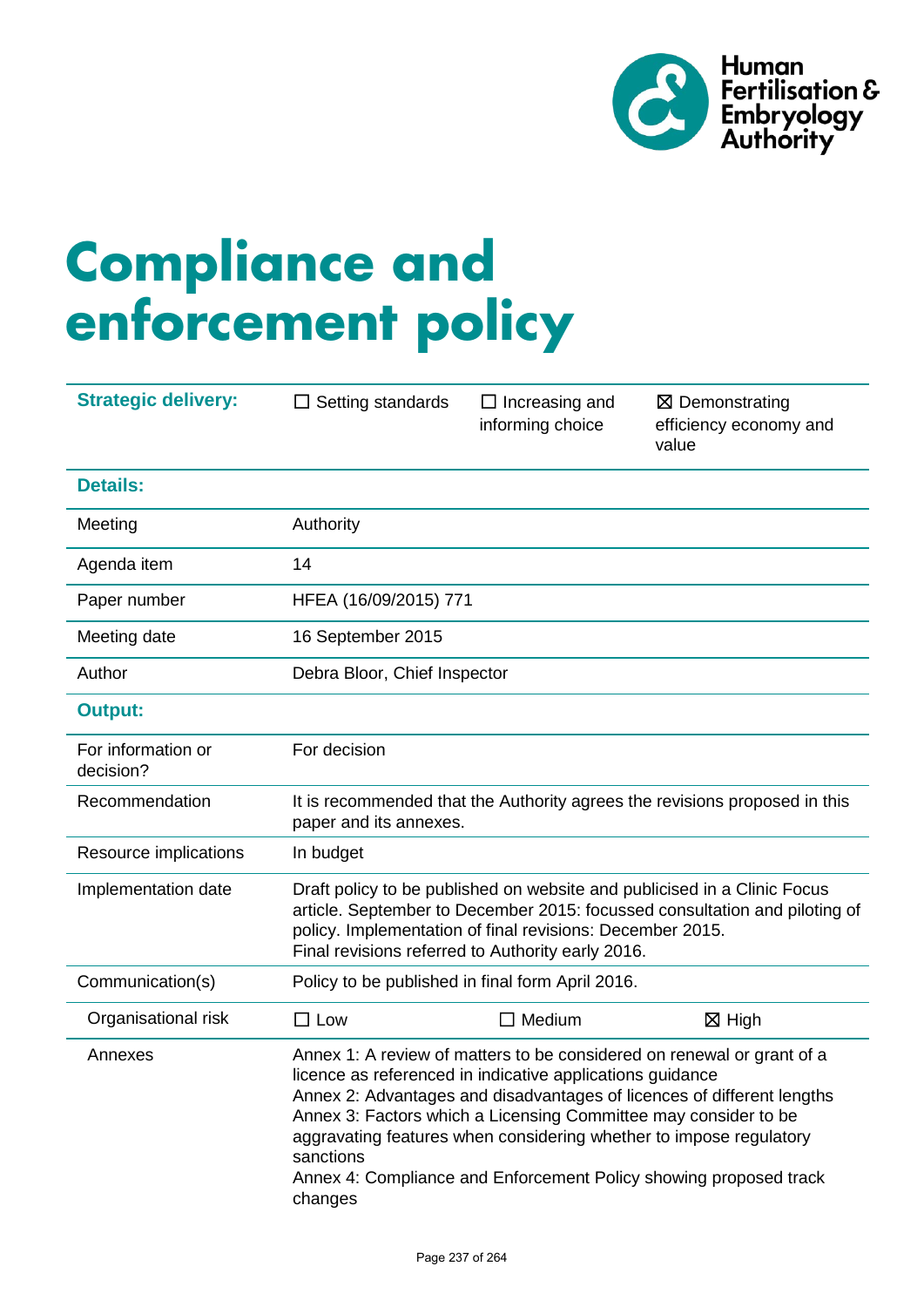Human Fertilisation & Embryology Authority

# Compliance and enforcement policy

| Strategic delivery: | ☐ Setting standards | ☐ Increasing and informing choice | ☒ Demonstrating efficiency economy and value |
|---|---|---|---|
| **Details:** | | | |
| Meeting | Authority | | |
| Agenda item | 14 | | |
| Paper number | HFEA (16/09/2015) 771 | | |
| Meeting date | 16 September 2015 | | |
| Author | Debra Bloor, Chief Inspector | | |
| **Output:** | | | |
| For information or decision? | For decision | | |
| Recommendation | It is recommended that the Authority agrees the revisions proposed in this paper and its annexes. | | |
| Resource implications | In budget | | |
| Implementation date | Draft policy to be published on website and publicised in a Clinic Focus article. September to December 2015: focussed consultation and piloting of policy. Implementation of final revisions: December 2015. Final revisions referred to Authority early 2016. | | |
| Communication(s) | Policy to be published in final form April 2016. | | |
| Organisational risk | ☐ Low | ☐ Medium | ☒ High |
| Annexes | Annex 1: A review of matters to be considered on renewal or grant of a licence as referenced in indicative applications guidance<br>Annex 2: Advantages and disadvantages of licences of different lengths<br>Annex 3: Factors which a Licensing Committee may consider to be aggravating features when considering whether to impose regulatory sanctions<br>Annex 4: Compliance and Enforcement Policy showing proposed track changes | | |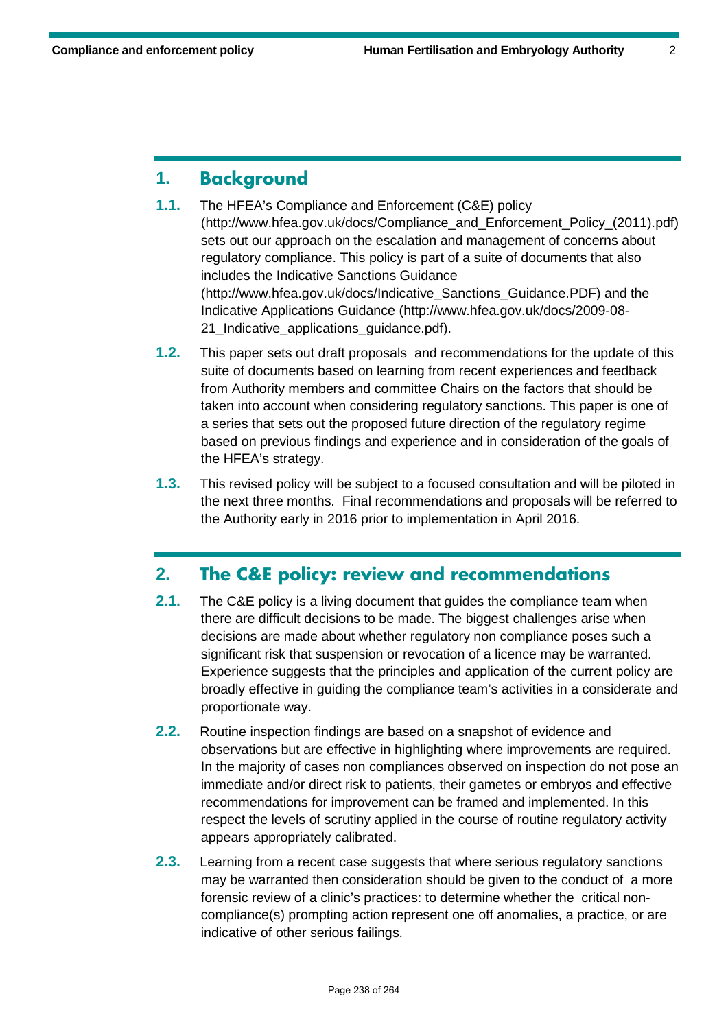## 1. Background

**1.1.** The HFEA's Compliance and Enforcement (C&E) policy (http://www.hfea.gov.uk/docs/Compliance_and_Enforcement_Policy_(2011).pdf) sets out our approach on the escalation and management of concerns about regulatory compliance. This policy is part of a suite of documents that also includes the Indicative Sanctions Guidance (http://www.hfea.gov.uk/docs/Indicative_Sanctions_Guidance.PDF) and the Indicative Applications Guidance (http://www.hfea.gov.uk/docs/2009-08-21_Indicative_applications_guidance.pdf).

**1.2.** This paper sets out draft proposals and recommendations for the update of this suite of documents based on learning from recent experiences and feedback from Authority members and committee Chairs on the factors that should be taken into account when considering regulatory sanctions. This paper is one of a series that sets out the proposed future direction of the regulatory regime based on previous findings and experience and in consideration of the goals of the HFEA's strategy.

**1.3.** This revised policy will be subject to a focused consultation and will be piloted in the next three months. Final recommendations and proposals will be referred to the Authority early in 2016 prior to implementation in April 2016.

## 2. The C&E policy: review and recommendations

**2.1.** The C&E policy is a living document that guides the compliance team when there are difficult decisions to be made. The biggest challenges arise when decisions are made about whether regulatory non compliance poses such a significant risk that suspension or revocation of a licence may be warranted. Experience suggests that the principles and application of the current policy are broadly effective in guiding the compliance team's activities in a considerate and proportionate way.

**2.2.** Routine inspection findings are based on a snapshot of evidence and observations but are effective in highlighting where improvements are required. In the majority of cases non compliances observed on inspection do not pose an immediate and/or direct risk to patients, their gametes or embryos and effective recommendations for improvement can be framed and implemented. In this respect the levels of scrutiny applied in the course of routine regulatory activity appears appropriately calibrated.

**2.3.** Learning from a recent case suggests that where serious regulatory sanctions may be warranted then consideration should be given to the conduct of a more forensic review of a clinic's practices: to determine whether the critical non-compliance(s) prompting action represent one off anomalies, a practice, or are indicative of other serious failings.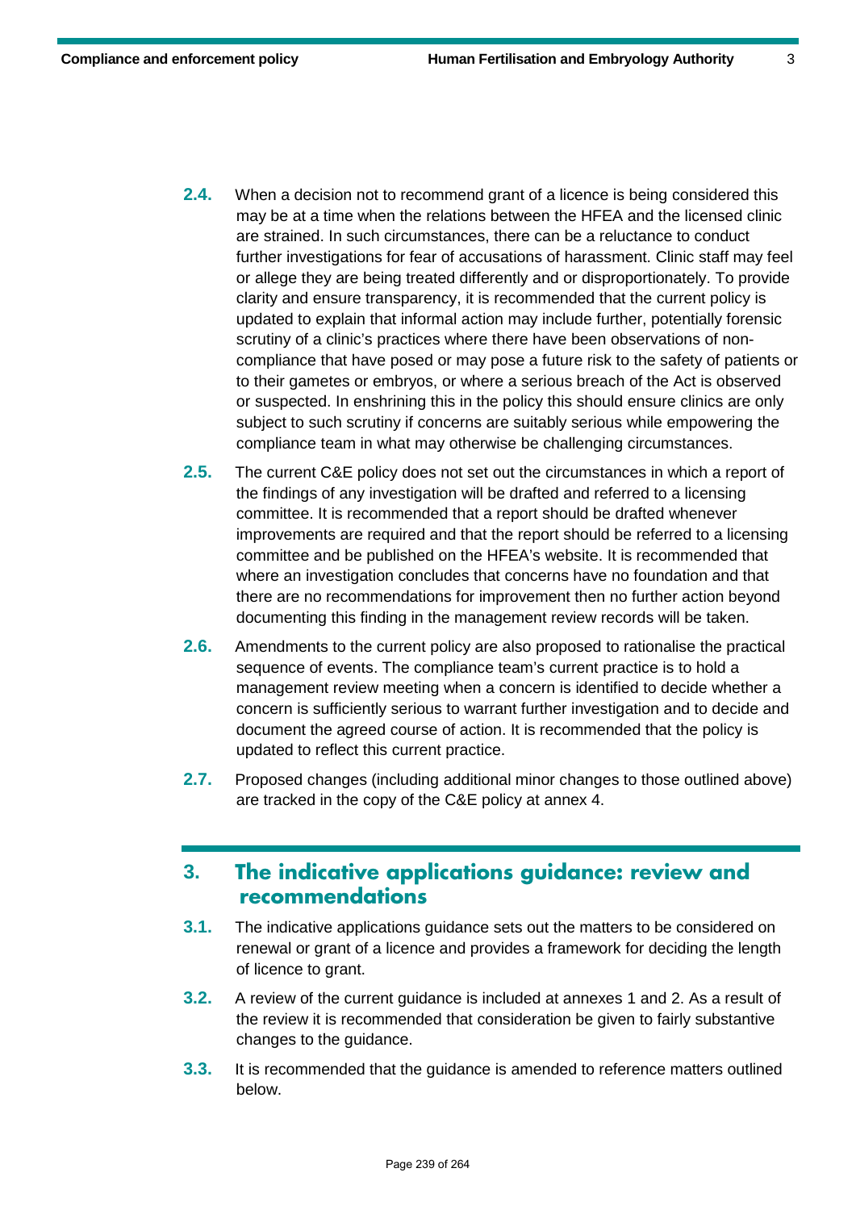2.4. When a decision not to recommend grant of a licence is being considered this may be at a time when the relations between the HFEA and the licensed clinic are strained. In such circumstances, there can be a reluctance to conduct further investigations for fear of accusations of harassment. Clinic staff may feel or allege they are being treated differently and or disproportionately. To provide clarity and ensure transparency, it is recommended that the current policy is updated to explain that informal action may include further, potentially forensic scrutiny of a clinic's practices where there have been observations of non-compliance that have posed or may pose a future risk to the safety of patients or to their gametes or embryos, or where a serious breach of the Act is observed or suspected. In enshrining this in the policy this should ensure clinics are only subject to such scrutiny if concerns are suitably serious while empowering the compliance team in what may otherwise be challenging circumstances.

2.5. The current C&E policy does not set out the circumstances in which a report of the findings of any investigation will be drafted and referred to a licensing committee. It is recommended that a report should be drafted whenever improvements are required and that the report should be referred to a licensing committee and be published on the HFEA's website. It is recommended that where an investigation concludes that concerns have no foundation and that there are no recommendations for improvement then no further action beyond documenting this finding in the management review records will be taken.

2.6. Amendments to the current policy are also proposed to rationalise the practical sequence of events. The compliance team's current practice is to hold a management review meeting when a concern is identified to decide whether a concern is sufficiently serious to warrant further investigation and to decide and document the agreed course of action. It is recommended that the policy is updated to reflect this current practice.

2.7. Proposed changes (including additional minor changes to those outlined above) are tracked in the copy of the C&E policy at annex 4.

## 3. The indicative applications guidance: review and recommendations

3.1. The indicative applications guidance sets out the matters to be considered on renewal or grant of a licence and provides a framework for deciding the length of licence to grant.

3.2. A review of the current guidance is included at annexes 1 and 2. As a result of the review it is recommended that consideration be given to fairly substantive changes to the guidance.

3.3. It is recommended that the guidance is amended to reference matters outlined below.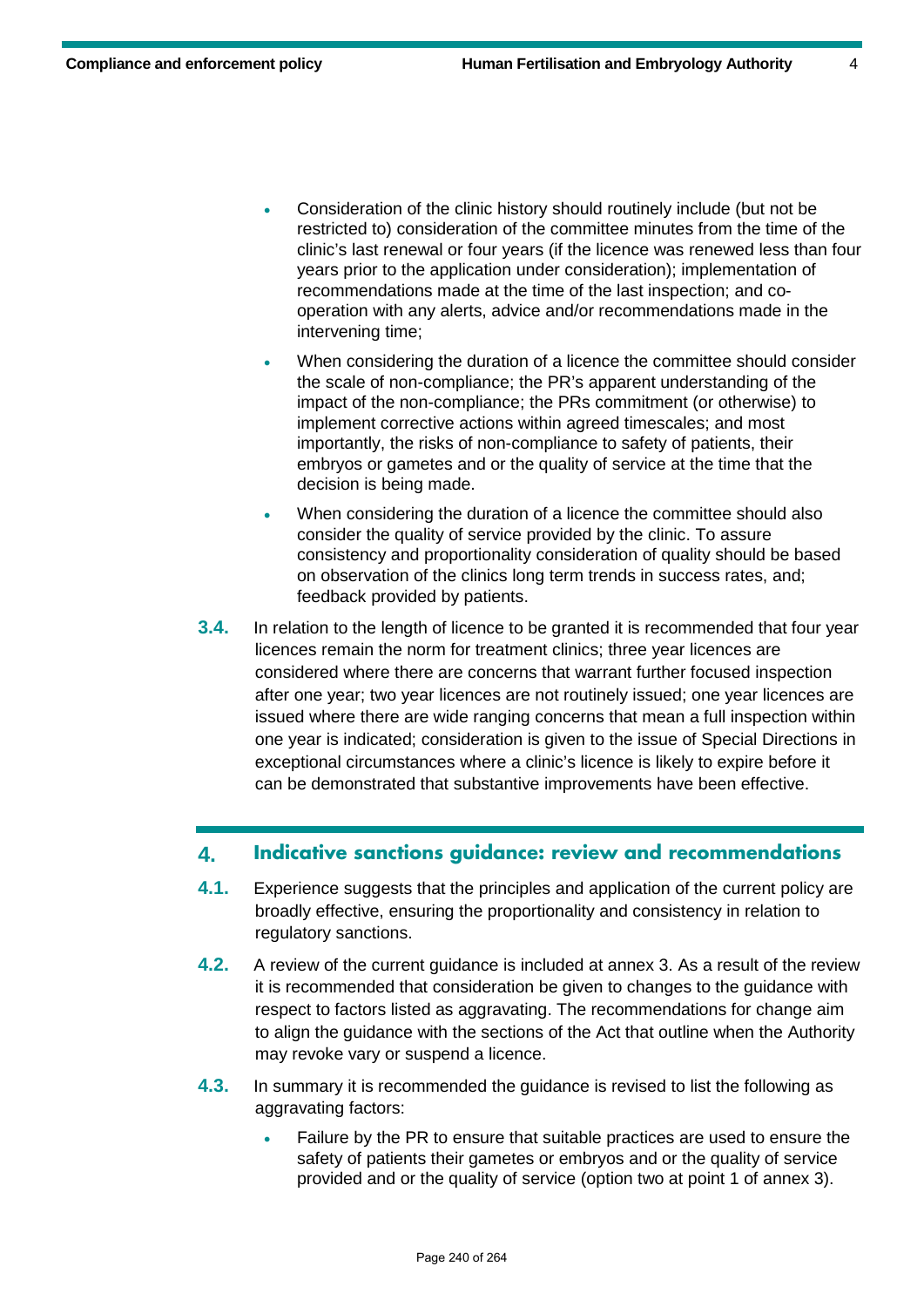- Consideration of the clinic history should routinely include (but not be restricted to) consideration of the committee minutes from the time of the clinic's last renewal or four years (if the licence was renewed less than four years prior to the application under consideration); implementation of recommendations made at the time of the last inspection; and co-operation with any alerts, advice and/or recommendations made in the intervening time;
- When considering the duration of a licence the committee should consider the scale of non-compliance; the PR's apparent understanding of the impact of the non-compliance; the PRs commitment (or otherwise) to implement corrective actions within agreed timescales; and most importantly, the risks of non-compliance to safety of patients, their embryos or gametes and or the quality of service at the time that the decision is being made.
- When considering the duration of a licence the committee should also consider the quality of service provided by the clinic. To assure consistency and proportionality consideration of quality should be based on observation of the clinics long term trends in success rates, and; feedback provided by patients.

**3.4.** In relation to the length of licence to be granted it is recommended that four year licences remain the norm for treatment clinics; three year licences are considered where there are concerns that warrant further focused inspection after one year; two year licences are not routinely issued; one year licences are issued where there are wide ranging concerns that mean a full inspection within one year is indicated; consideration is given to the issue of Special Directions in exceptional circumstances where a clinic's licence is likely to expire before it can be demonstrated that substantive improvements have been effective.

## 4. Indicative sanctions guidance: review and recommendations

**4.1.** Experience suggests that the principles and application of the current policy are broadly effective, ensuring the proportionality and consistency in relation to regulatory sanctions.

**4.2.** A review of the current guidance is included at annex 3. As a result of the review it is recommended that consideration be given to changes to the guidance with respect to factors listed as aggravating. The recommendations for change aim to align the guidance with the sections of the Act that outline when the Authority may revoke vary or suspend a licence.

**4.3.** In summary it is recommended the guidance is revised to list the following as aggravating factors:

- Failure by the PR to ensure that suitable practices are used to ensure the safety of patients their gametes or embryos and or the quality of service provided and or the quality of service (option two at point 1 of annex 3).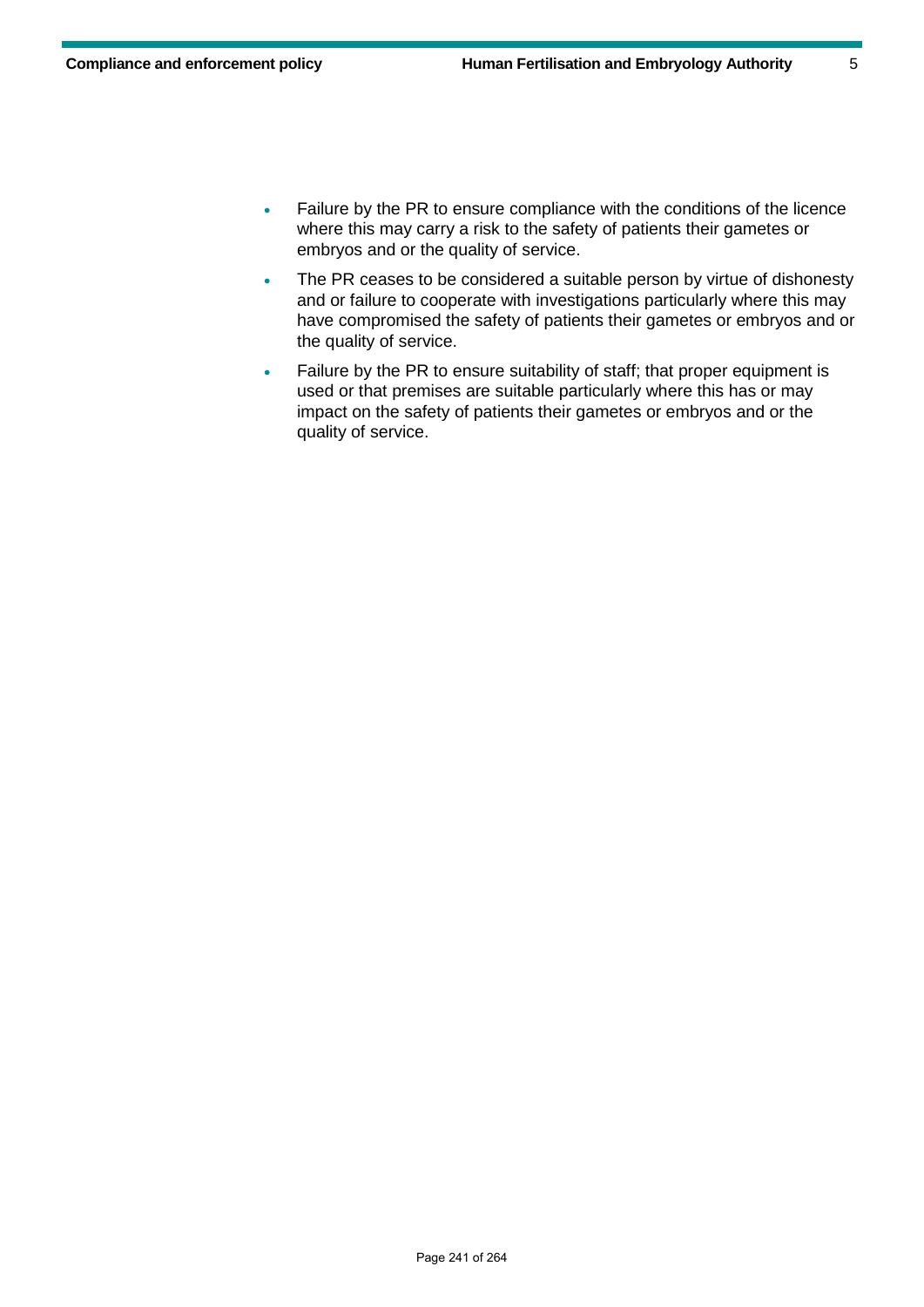- Failure by the PR to ensure compliance with the conditions of the licence where this may carry a risk to the safety of patients their gametes or embryos and or the quality of service.
- The PR ceases to be considered a suitable person by virtue of dishonesty and or failure to cooperate with investigations particularly where this may have compromised the safety of patients their gametes or embryos and or the quality of service.
- Failure by the PR to ensure suitability of staff; that proper equipment is used or that premises are suitable particularly where this has or may impact on the safety of patients their gametes or embryos and or the quality of service.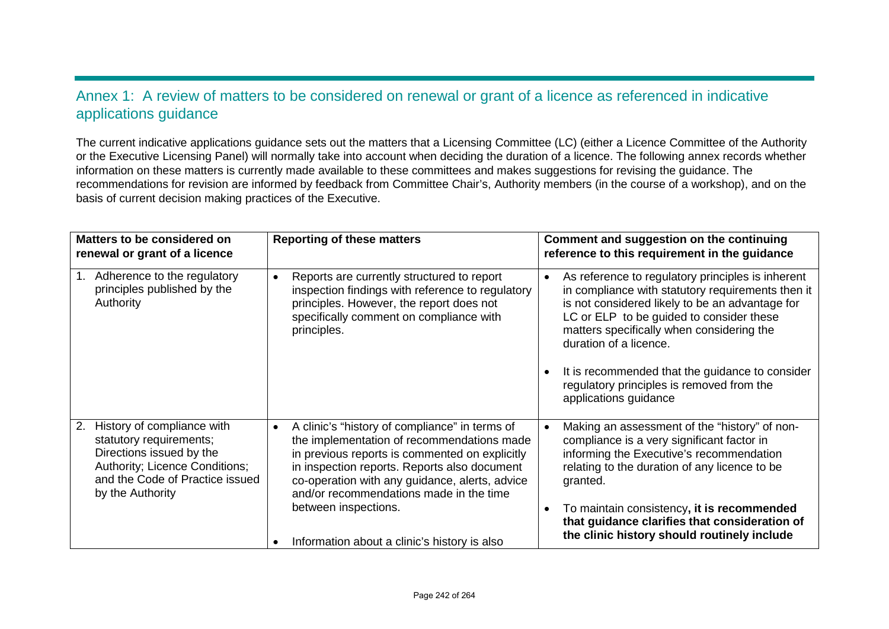## Annex 1: A review of matters to be considered on renewal or grant of a licence as referenced in indicative applications guidance

The current indicative applications guidance sets out the matters that a Licensing Committee (LC) (either a Licence Committee of the Authority or the Executive Licensing Panel) will normally take into account when deciding the duration of a licence. The following annex records whether information on these matters is currently made available to these committees and makes suggestions for revising the guidance. The recommendations for revision are informed by feedback from Committee Chair's, Authority members (in the course of a workshop), and on the basis of current decision making practices of the Executive.

| Matters to be considered on renewal or grant of a licence | Reporting of these matters | Comment and suggestion on the continuing reference to this requirement in the guidance |
|---|---|---|
| 1. Adherence to the regulatory principles published by the Authority | • Reports are currently structured to report inspection findings with reference to regulatory principles. However, the report does not specifically comment on compliance with principles. | • As reference to regulatory principles is inherent in compliance with statutory requirements then it is not considered likely to be an advantage for LC or ELP to be guided to consider these matters specifically when considering the duration of a licence.<br><br>• It is recommended that the guidance to consider regulatory principles is removed from the applications guidance |
| 2. History of compliance with statutory requirements; Directions issued by the Authority; Licence Conditions; and the Code of Practice issued by the Authority | • A clinic's "history of compliance" in terms of the implementation of recommendations made in previous reports is commented on explicitly in inspection reports. Reports also document co-operation with any guidance, alerts, advice and/or recommendations made in the time between inspections.<br><br>• Information about a clinic's history is also | • Making an assessment of the "history" of non-compliance is a very significant factor in informing the Executive's recommendation relating to the duration of any licence to be granted.<br><br>• To maintain consistency**, it is recommended that guidance clarifies that consideration of the clinic history should routinely include** |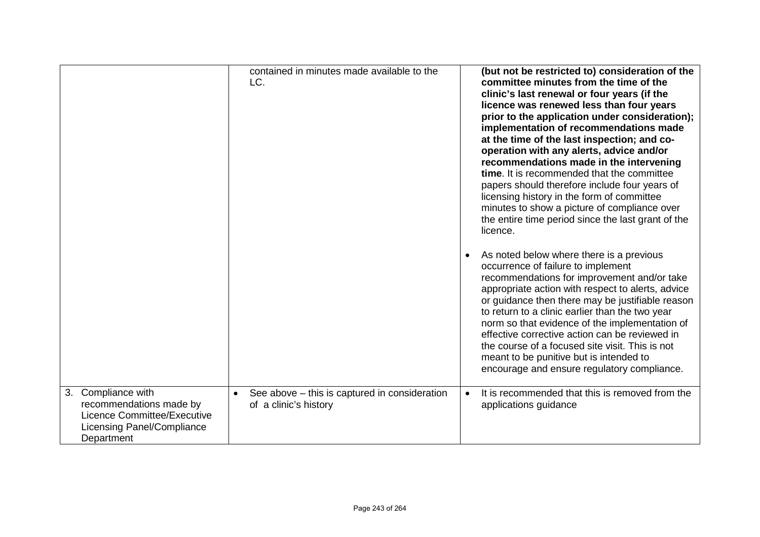|  |  |  |
|---|---|---|
|  | contained in minutes made available to the LC. | **(but not be restricted to) consideration of the committee minutes from the time of the clinic's last renewal or four years (if the licence was renewed less than four years prior to the application under consideration); implementation of recommendations made at the time of the last inspection; and co-operation with any alerts, advice and/or recommendations made in the intervening time**. It is recommended that the committee papers should therefore include four years of licensing history in the form of committee minutes to show a picture of compliance over the entire time period since the last grant of the licence.<br><br>• As noted below where there is a previous occurrence of failure to implement recommendations for improvement and/or take appropriate action with respect to alerts, advice or guidance then there may be justifiable reason to return to a clinic earlier than the two year norm so that evidence of the implementation of effective corrective action can be reviewed in the course of a focused site visit. This is not meant to be punitive but is intended to encourage and ensure regulatory compliance. |
| 3. Compliance with recommendations made by Licence Committee/Executive Licensing Panel/Compliance Department | • See above – this is captured in consideration of a clinic's history | • It is recommended that this is removed from the applications guidance |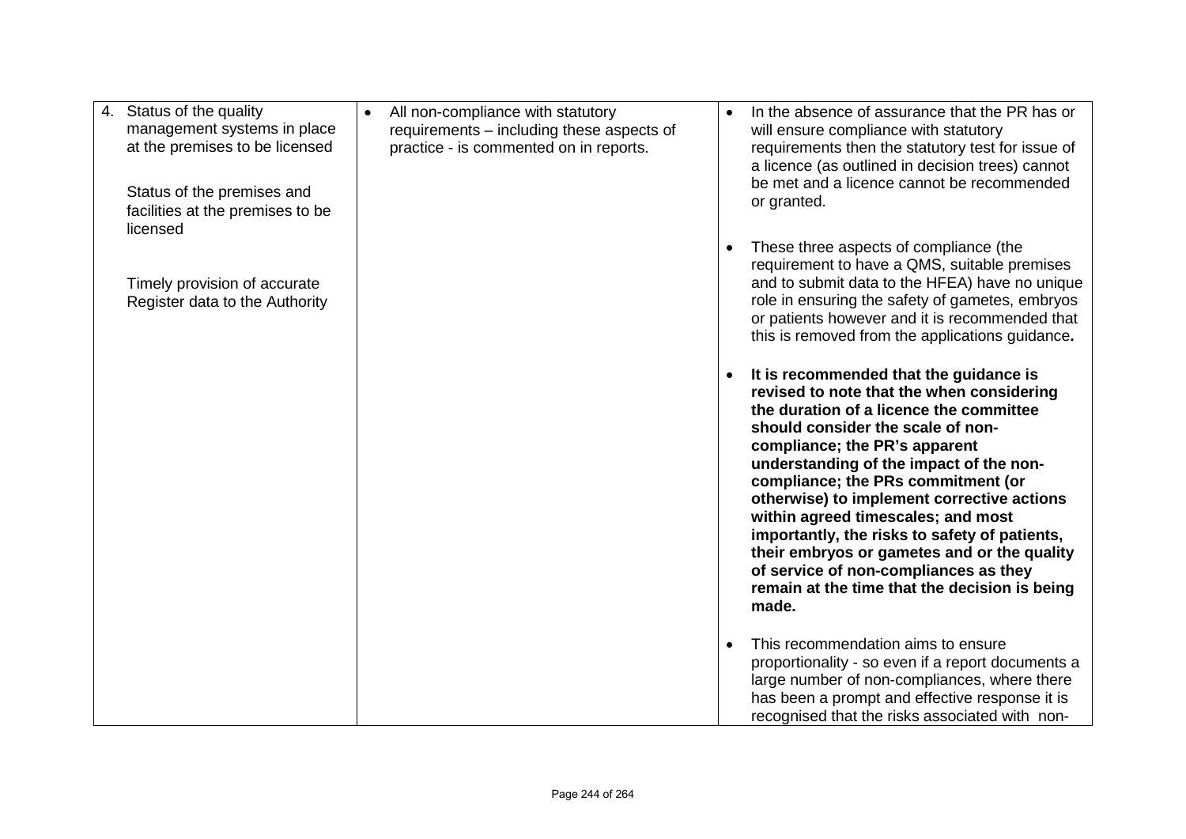| | | |
|---|---|---|
| 4. Status of the quality management systems in place at the premises to be licensed<br><br>Status of the premises and facilities at the premises to be licensed<br><br>Timely provision of accurate Register data to the Authority | • All non-compliance with statutory requirements – including these aspects of practice - is commented on in reports. | • In the absence of assurance that the PR has or will ensure compliance with statutory requirements then the statutory test for issue of a licence (as outlined in decision trees) cannot be met and a licence cannot be recommended or granted.<br><br>• These three aspects of compliance (the requirement to have a QMS, suitable premises and to submit data to the HFEA) have no unique role in ensuring the safety of gametes, embryos or patients however and it is recommended that this is removed from the applications guidance**.**<br><br>• **It is recommended that the guidance is revised to note that the when considering the duration of a licence the committee should consider the scale of non-compliance; the PR's apparent understanding of the impact of the non-compliance; the PRs commitment (or otherwise) to implement corrective actions within agreed timescales; and most importantly, the risks to safety of patients, their embryos or gametes and or the quality of service of non-compliances as they remain at the time that the decision is being made.**<br><br>• This recommendation aims to ensure proportionality - so even if a report documents a large number of non-compliances, where there has been a prompt and effective response it is recognised that the risks associated with non- |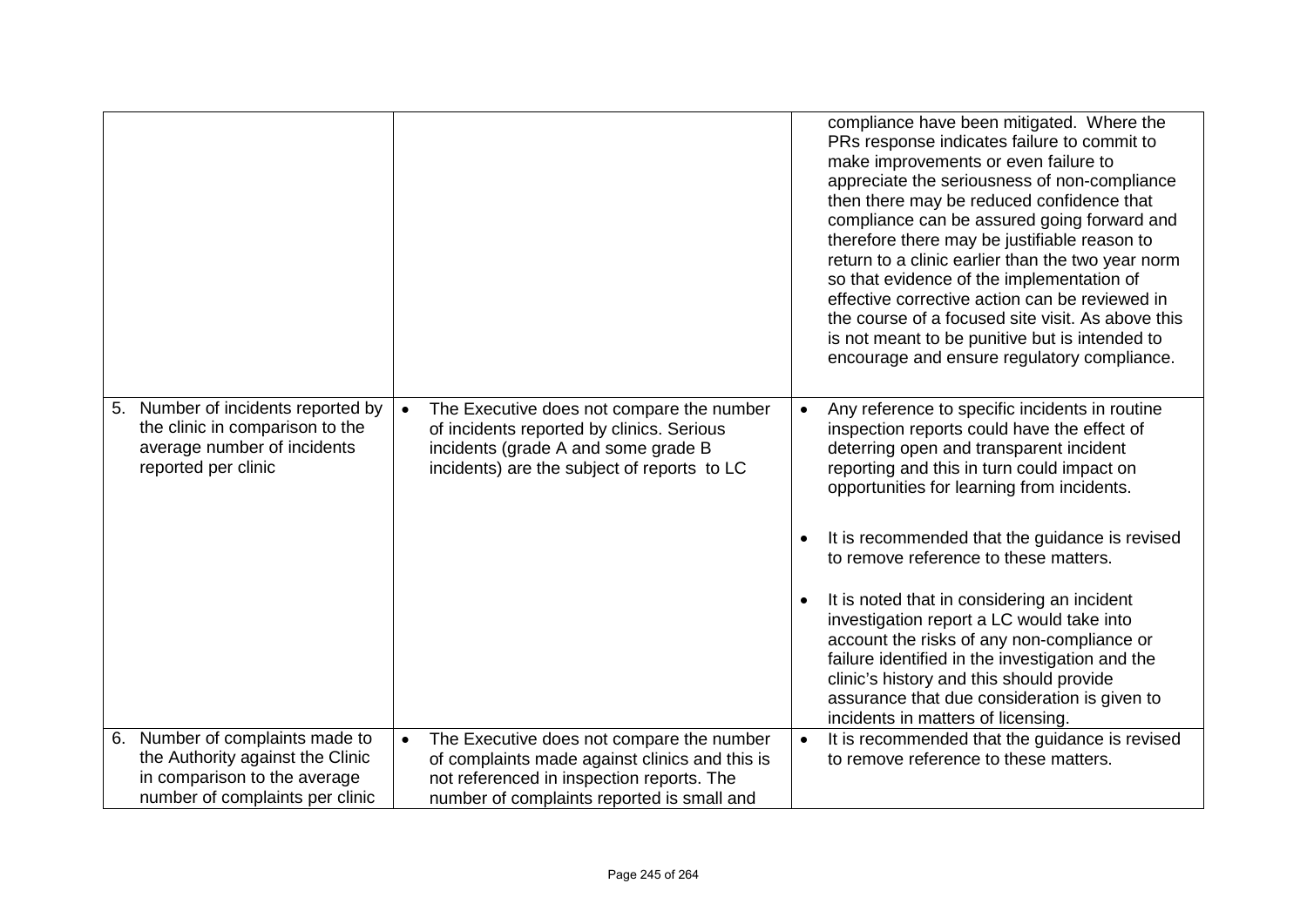| | | |
|---|---|---|
| | | compliance have been mitigated. Where the PRs response indicates failure to commit to make improvements or even failure to appreciate the seriousness of non-compliance then there may be reduced confidence that compliance can be assured going forward and therefore there may be justifiable reason to return to a clinic earlier than the two year norm so that evidence of the implementation of effective corrective action can be reviewed in the course of a focused site visit. As above this is not meant to be punitive but is intended to encourage and ensure regulatory compliance. |
| 5. Number of incidents reported by the clinic in comparison to the average number of incidents reported per clinic | • The Executive does not compare the number of incidents reported by clinics. Serious incidents (grade A and some grade B incidents) are the subject of reports to LC | • Any reference to specific incidents in routine inspection reports could have the effect of deterring open and transparent incident reporting and this in turn could impact on opportunities for learning from incidents.<br><br>• It is recommended that the guidance is revised to remove reference to these matters.<br><br>• It is noted that in considering an incident investigation report a LC would take into account the risks of any non-compliance or failure identified in the investigation and the clinic's history and this should provide assurance that due consideration is given to incidents in matters of licensing. |
| 6. Number of complaints made to the Authority against the Clinic in comparison to the average number of complaints per clinic | • The Executive does not compare the number of complaints made against clinics and this is not referenced in inspection reports. The number of complaints reported is small and | • It is recommended that the guidance is revised to remove reference to these matters. |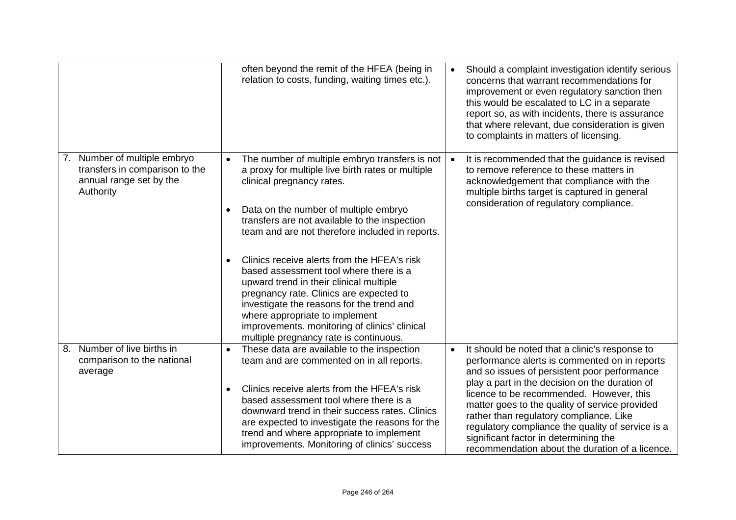| | | |
|---|---|---|
| | often beyond the remit of the HFEA (being in relation to costs, funding, waiting times etc.). | • Should a complaint investigation identify serious concerns that warrant recommendations for improvement or even regulatory sanction then this would be escalated to LC in a separate report so, as with incidents, there is assurance that where relevant, due consideration is given to complaints in matters of licensing. |
| 7. Number of multiple embryo transfers in comparison to the annual range set by the Authority | • The number of multiple embryo transfers is not a proxy for multiple live birth rates or multiple clinical pregnancy rates.<br><br>• Data on the number of multiple embryo transfers are not available to the inspection team and are not therefore included in reports.<br><br>• Clinics receive alerts from the HFEA's risk based assessment tool where there is a upward trend in their clinical multiple pregnancy rate. Clinics are expected to investigate the reasons for the trend and where appropriate to implement improvements. monitoring of clinics' clinical multiple pregnancy rate is continuous. | • It is recommended that the guidance is revised to remove reference to these matters in acknowledgement that compliance with the multiple births target is captured in general consideration of regulatory compliance. |
| 8. Number of live births in comparison to the national average | • These data are available to the inspection team and are commented on in all reports.<br><br>• Clinics receive alerts from the HFEA's risk based assessment tool where there is a downward trend in their success rates. Clinics are expected to investigate the reasons for the trend and where appropriate to implement improvements. Monitoring of clinics' success | • It should be noted that a clinic's response to performance alerts is commented on in reports and so issues of persistent poor performance play a part in the decision on the duration of licence to be recommended. However, this matter goes to the quality of service provided rather than regulatory compliance. Like regulatory compliance the quality of service is a significant factor in determining the recommendation about the duration of a licence. |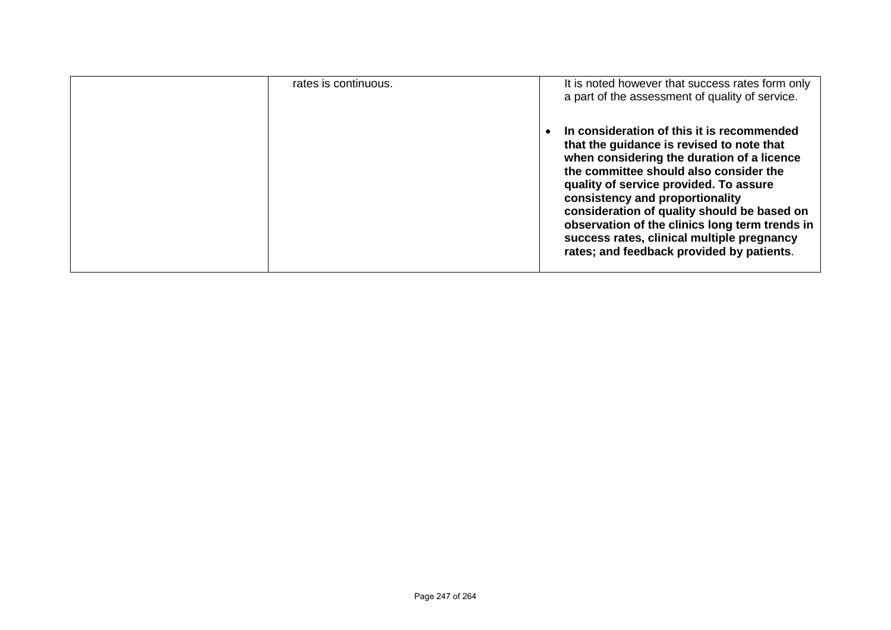|  | rates is continuous. | It is noted however that success rates form only a part of the assessment of quality of service.<br><br>• **In consideration of this it is recommended that the guidance is revised to note that when considering the duration of a licence the committee should also consider the quality of service provided. To assure consistency and proportionality consideration of quality should be based on observation of the clinics long term trends in success rates, clinical multiple pregnancy rates; and feedback provided by patients**. |
|---|---|---|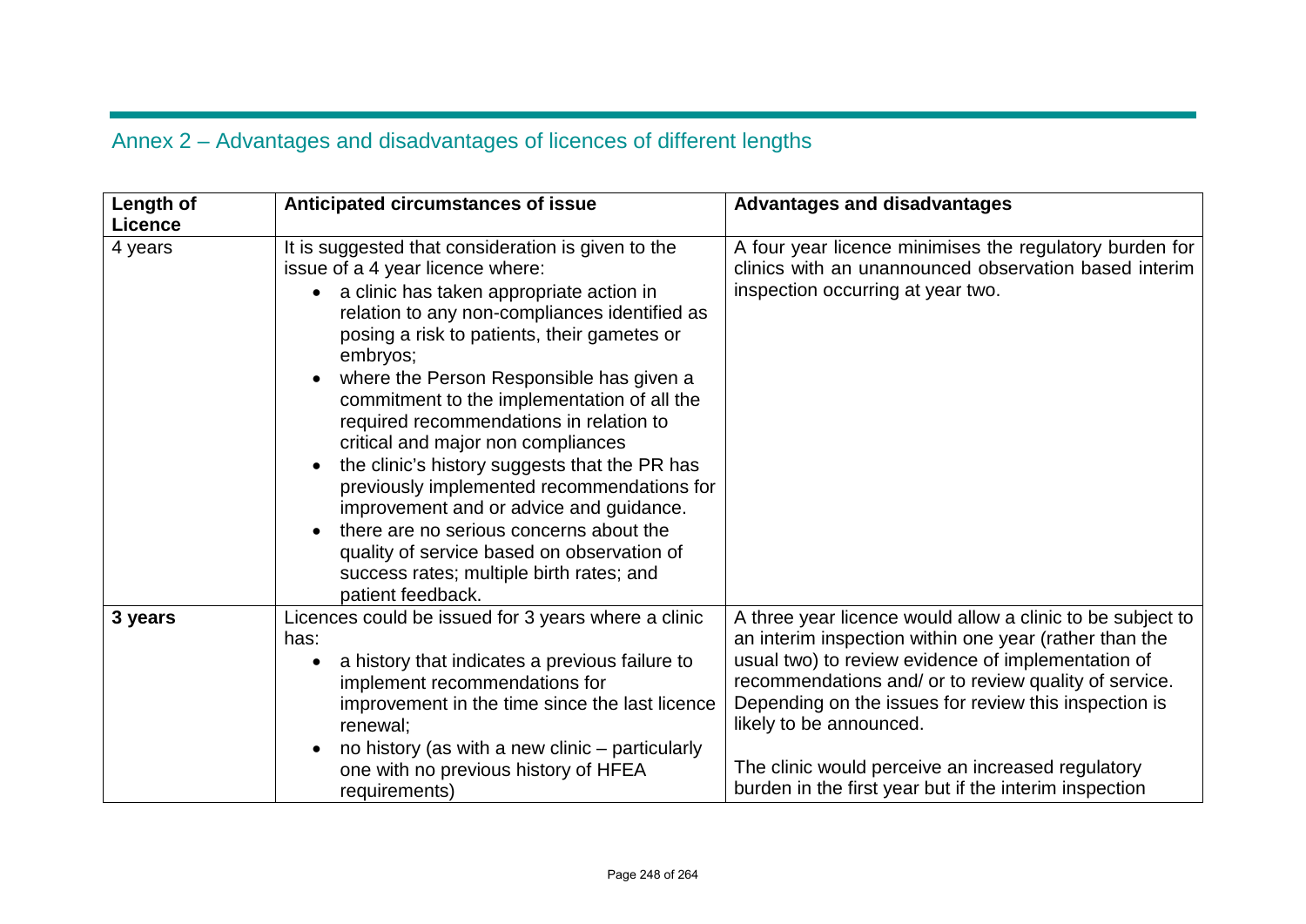## Annex 2 – Advantages and disadvantages of licences of different lengths

| Length of Licence | Anticipated circumstances of issue | Advantages and disadvantages |
|---|---|---|
| 4 years | It is suggested that consideration is given to the issue of a 4 year licence where: <br>• a clinic has taken appropriate action in relation to any non-compliances identified as posing a risk to patients, their gametes or embryos; <br>• where the Person Responsible has given a commitment to the implementation of all the required recommendations in relation to critical and major non compliances <br>• the clinic's history suggests that the PR has previously implemented recommendations for improvement and or advice and guidance. <br>• there are no serious concerns about the quality of service based on observation of success rates; multiple birth rates; and patient feedback. | A four year licence minimises the regulatory burden for clinics with an unannounced observation based interim inspection occurring at year two. |
| **3 years** | Licences could be issued for 3 years where a clinic has: <br>• a history that indicates a previous failure to implement recommendations for improvement in the time since the last licence renewal; <br>• no history (as with a new clinic – particularly one with no previous history of HFEA requirements) | A three year licence would allow a clinic to be subject to an interim inspection within one year (rather than the usual two) to review evidence of implementation of recommendations and/ or to review quality of service. Depending on the issues for review this inspection is likely to be announced. <br><br>The clinic would perceive an increased regulatory burden in the first year but if the interim inspection |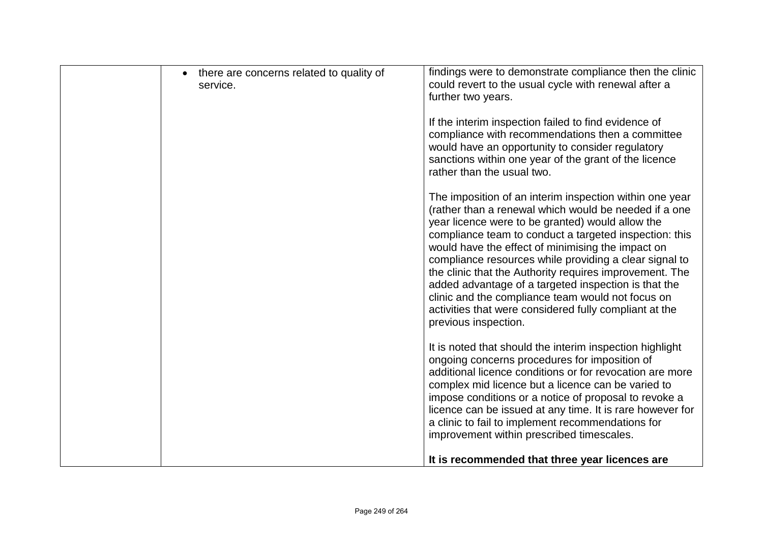| | | |
|---|---|---|
| | • there are concerns related to quality of service. | findings were to demonstrate compliance then the clinic could revert to the usual cycle with renewal after a further two years.<br><br>If the interim inspection failed to find evidence of compliance with recommendations then a committee would have an opportunity to consider regulatory sanctions within one year of the grant of the licence rather than the usual two.<br><br>The imposition of an interim inspection within one year (rather than a renewal which would be needed if a one year licence were to be granted) would allow the compliance team to conduct a targeted inspection: this would have the effect of minimising the impact on compliance resources while providing a clear signal to the clinic that the Authority requires improvement. The added advantage of a targeted inspection is that the clinic and the compliance team would not focus on activities that were considered fully compliant at the previous inspection.<br><br>It is noted that should the interim inspection highlight ongoing concerns procedures for imposition of additional licence conditions or for revocation are more complex mid licence but a licence can be varied to impose conditions or a notice of proposal to revoke a licence can be issued at any time. It is rare however for a clinic to fail to implement recommendations for improvement within prescribed timescales.<br><br>**It is recommended that three year licences are** |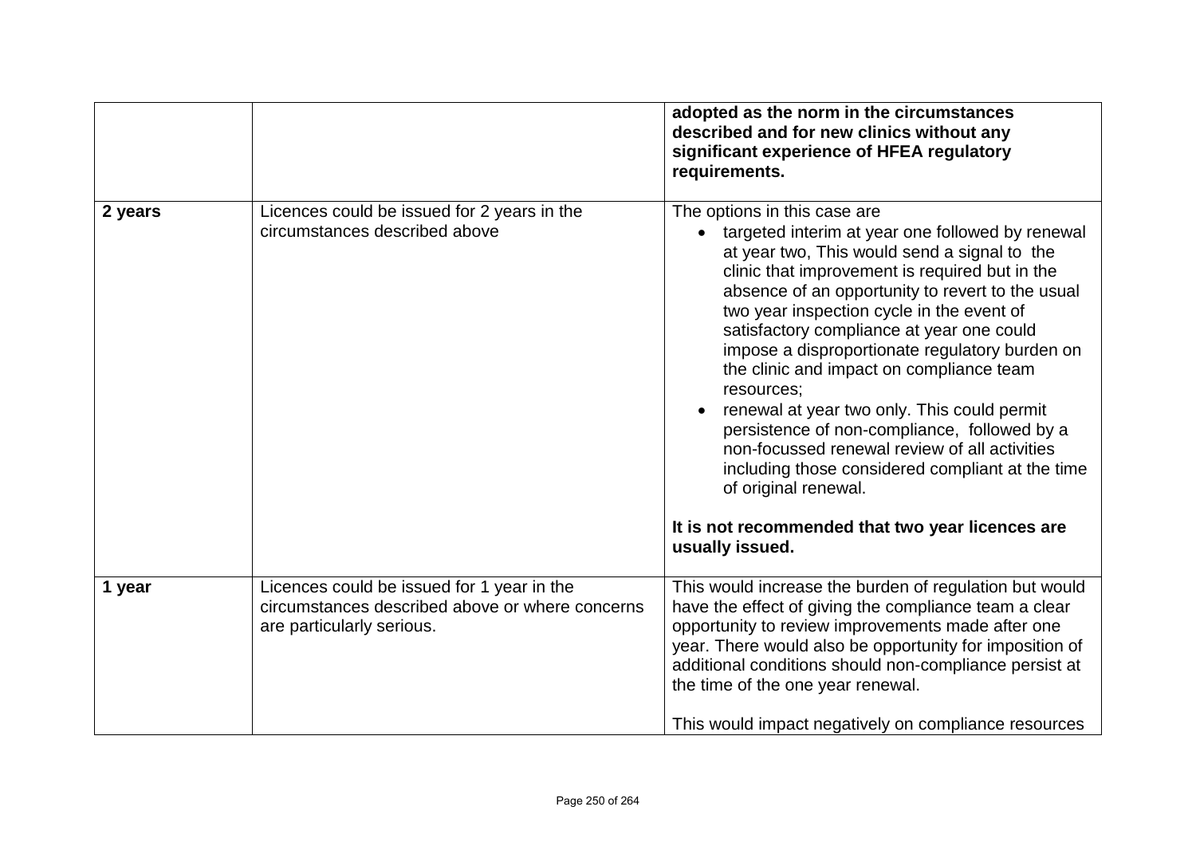| | | |
|---|---|---|
| | | **adopted as the norm in the circumstances described and for new clinics without any significant experience of HFEA regulatory requirements.** |
| **2 years** | Licences could be issued for 2 years in the circumstances described above | The options in this case are<br>• targeted interim at year one followed by renewal at year two, This would send a signal to the clinic that improvement is required but in the absence of an opportunity to revert to the usual two year inspection cycle in the event of satisfactory compliance at year one could impose a disproportionate regulatory burden on the clinic and impact on compliance team resources;<br>• renewal at year two only. This could permit persistence of non-compliance, followed by a non-focussed renewal review of all activities including those considered compliant at the time of original renewal.<br><br>**It is not recommended that two year licences are usually issued.** |
| **1 year** | Licences could be issued for 1 year in the circumstances described above or where concerns are particularly serious. | This would increase the burden of regulation but would have the effect of giving the compliance team a clear opportunity to review improvements made after one year. There would also be opportunity for imposition of additional conditions should non-compliance persist at the time of the one year renewal.<br><br>This would impact negatively on compliance resources |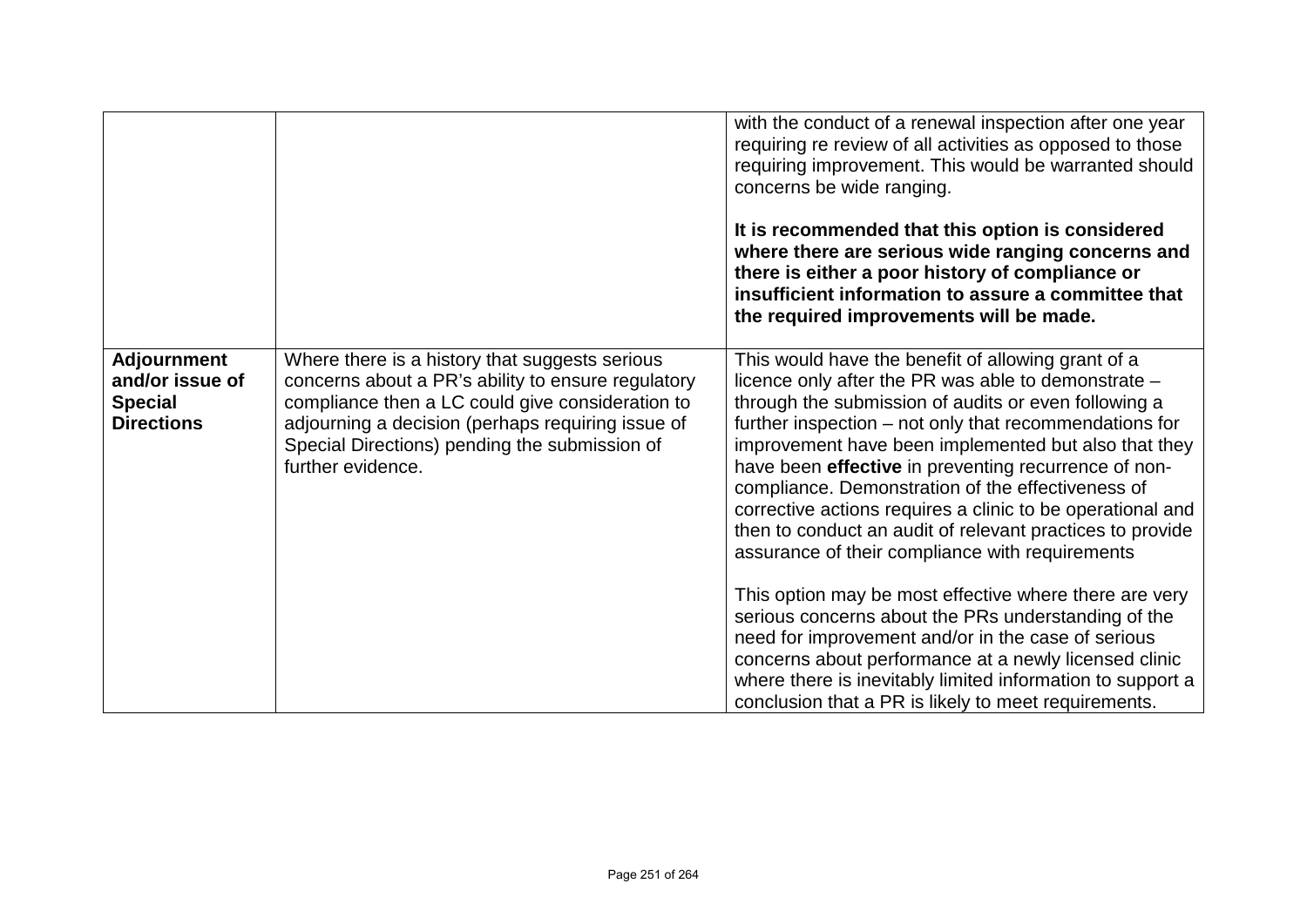| | | |
|---|---|---|
| | | with the conduct of a renewal inspection after one year requiring re review of all activities as opposed to those requiring improvement. This would be warranted should concerns be wide ranging.<br><br>**It is recommended that this option is considered where there are serious wide ranging concerns and there is either a poor history of compliance or insufficient information to assure a committee that the required improvements will be made.** |
| **Adjournment and/or issue of Special Directions** | Where there is a history that suggests serious concerns about a PR's ability to ensure regulatory compliance then a LC could give consideration to adjourning a decision (perhaps requiring issue of Special Directions) pending the submission of further evidence. | This would have the benefit of allowing grant of a licence only after the PR was able to demonstrate – through the submission of audits or even following a further inspection – not only that recommendations for improvement have been implemented but also that they have been **effective** in preventing recurrence of non-compliance. Demonstration of the effectiveness of corrective actions requires a clinic to be operational and then to conduct an audit of relevant practices to provide assurance of their compliance with requirements<br><br>This option may be most effective where there are very serious concerns about the PRs understanding of the need for improvement and/or in the case of serious concerns about performance at a newly licensed clinic where there is inevitably limited information to support a conclusion that a PR is likely to meet requirements. |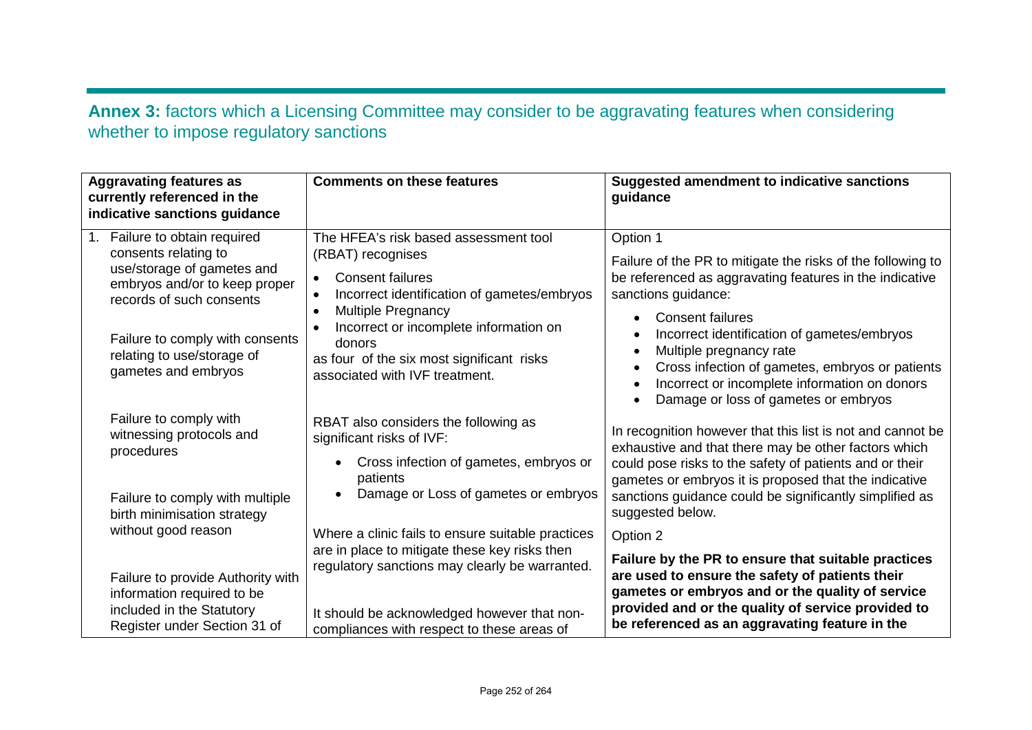## **Annex 3:** factors which a Licensing Committee may consider to be aggravating features when considering whether to impose regulatory sanctions

| Aggravating features as currently referenced in the indicative sanctions guidance | Comments on these features | Suggested amendment to indicative sanctions guidance |
|---|---|---|
| 1. Failure to obtain required consents relating to use/storage of gametes and embryos and/or to keep proper records of such consents<br><br>Failure to comply with consents relating to use/storage of gametes and embryos<br><br>Failure to comply with witnessing protocols and procedures<br><br>Failure to comply with multiple birth minimisation strategy without good reason<br><br>Failure to provide Authority with information required to be included in the Statutory Register under Section 31 of | The HFEA's risk based assessment tool (RBAT) recognises<br>• Consent failures<br>• Incorrect identification of gametes/embryos<br>• Multiple Pregnancy<br>• Incorrect or incomplete information on donors<br>as four of the six most significant risks associated with IVF treatment.<br><br>RBAT also considers the following as significant risks of IVF:<br>• Cross infection of gametes, embryos or patients<br>• Damage or Loss of gametes or embryos<br><br>Where a clinic fails to ensure suitable practices are in place to mitigate these key risks then regulatory sanctions may clearly be warranted.<br><br>It should be acknowledged however that non-compliances with respect to these areas of | Option 1<br><br>Failure of the PR to mitigate the risks of the following to be referenced as aggravating features in the indicative sanctions guidance:<br>• Consent failures<br>• Incorrect identification of gametes/embryos<br>• Multiple pregnancy rate<br>• Cross infection of gametes, embryos or patients<br>• Incorrect or incomplete information on donors<br>• Damage or loss of gametes or embryos<br><br>In recognition however that this list is not and cannot be exhaustive and that there may be other factors which could pose risks to the safety of patients and or their gametes or embryos it is proposed that the indicative sanctions guidance could be significantly simplified as suggested below.<br><br>Option 2<br><br>**Failure by the PR to ensure that suitable practices are used to ensure the safety of patients their gametes or embryos and or the quality of service provided and or the quality of service provided to be referenced as an aggravating feature in the** |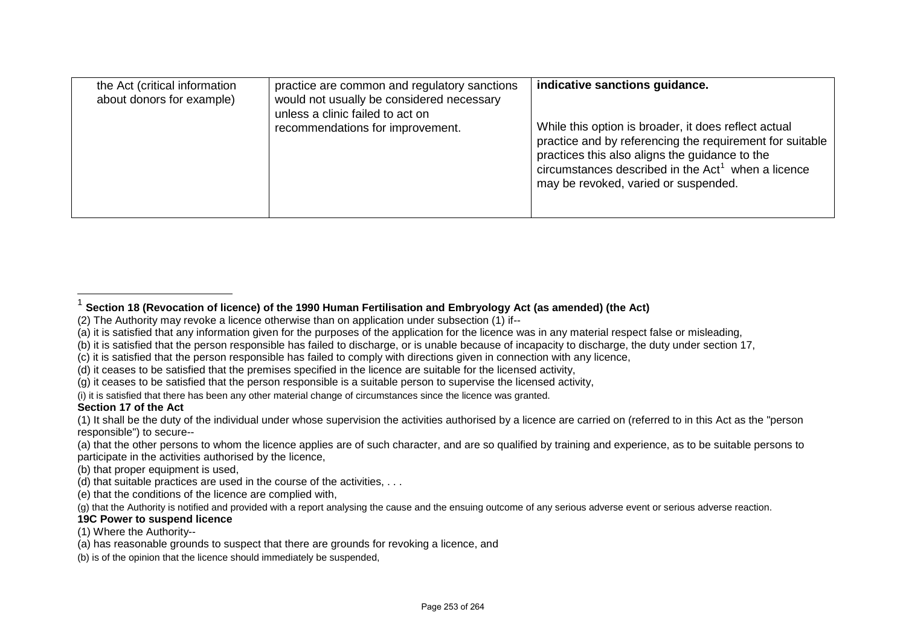| the Act (critical information about donors for example) | practice are common and regulatory sanctions would not usually be considered necessary unless a clinic failed to act on recommendations for improvement. | **indicative sanctions guidance.**<br><br>While this option is broader, it does reflect actual practice and by referencing the requirement for suitable practices this also aligns the guidance to the circumstances described in the Act[1] when a licence may be revoked, varied or suspended. |
|---|---|---|

[1] **Section 18 (Revocation of licence) of the 1990 Human Fertilisation and Embryology Act (as amended) (the Act)**

(2) The Authority may revoke a licence otherwise than on application under subsection (1) if--

(a) it is satisfied that any information given for the purposes of the application for the licence was in any material respect false or misleading,

(b) it is satisfied that the person responsible has failed to discharge, or is unable because of incapacity to discharge, the duty under section 17,

(c) it is satisfied that the person responsible has failed to comply with directions given in connection with any licence,

(d) it ceases to be satisfied that the premises specified in the licence are suitable for the licensed activity,

(g) it ceases to be satisfied that the person responsible is a suitable person to supervise the licensed activity,

(i) it is satisfied that there has been any other material change of circumstances since the licence was granted.

**Section 17 of the Act**

(1) It shall be the duty of the individual under whose supervision the activities authorised by a licence are carried on (referred to in this Act as the "person responsible") to secure--

(a) that the other persons to whom the licence applies are of such character, and are so qualified by training and experience, as to be suitable persons to participate in the activities authorised by the licence,

(b) that proper equipment is used,

(d) that suitable practices are used in the course of the activities, . . .

(e) that the conditions of the licence are complied with,

(g) that the Authority is notified and provided with a report analysing the cause and the ensuing outcome of any serious adverse event or serious adverse reaction.

**19C Power to suspend licence**

(1) Where the Authority--

(a) has reasonable grounds to suspect that there are grounds for revoking a licence, and

(b) is of the opinion that the licence should immediately be suspended,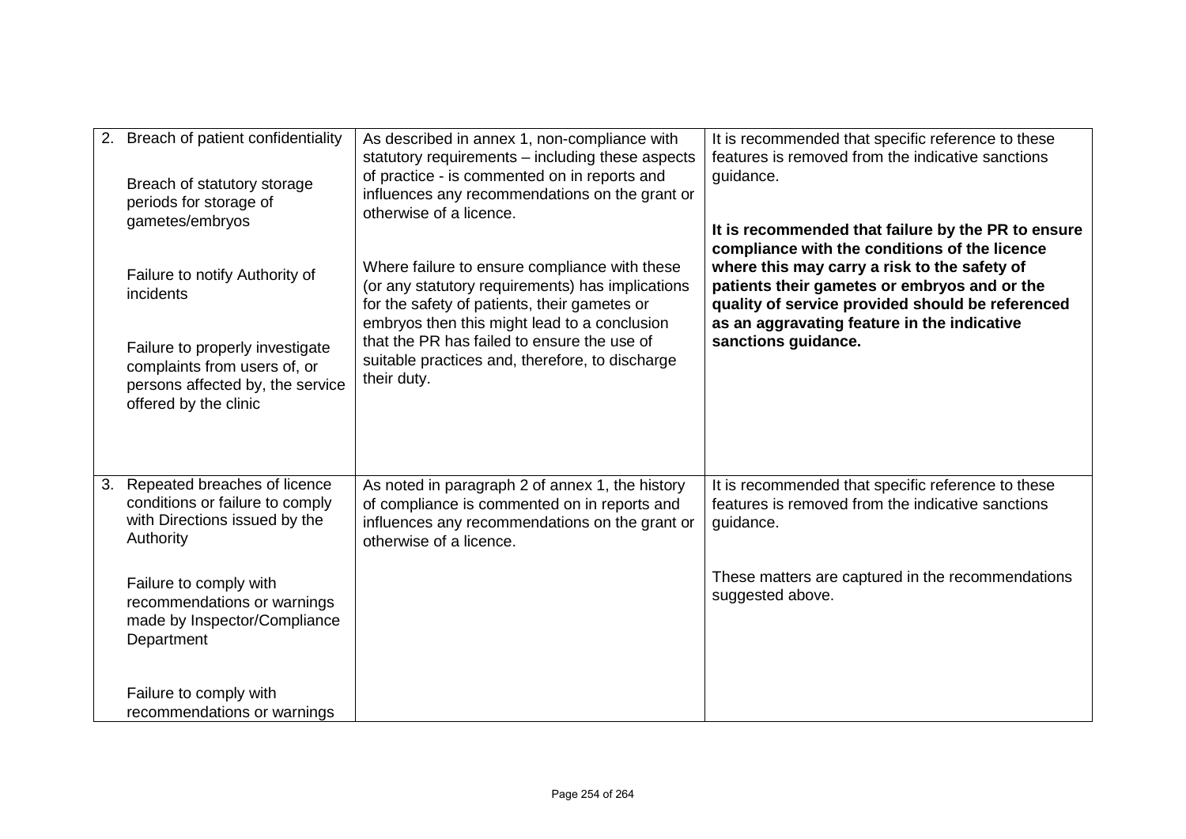| | | |
|---|---|---|
| 2. Breach of patient confidentiality<br><br>Breach of statutory storage periods for storage of gametes/embryos<br><br>Failure to notify Authority of incidents<br><br>Failure to properly investigate complaints from users of, or persons affected by, the service offered by the clinic | As described in annex 1, non-compliance with statutory requirements – including these aspects of practice - is commented on in reports and influences any recommendations on the grant or otherwise of a licence.<br><br>Where failure to ensure compliance with these (or any statutory requirements) has implications for the safety of patients, their gametes or embryos then this might lead to a conclusion that the PR has failed to ensure the use of suitable practices and, therefore, to discharge their duty. | It is recommended that specific reference to these features is removed from the indicative sanctions guidance.<br><br>**It is recommended that failure by the PR to ensure compliance with the conditions of the licence where this may carry a risk to the safety of patients their gametes or embryos and or the quality of service provided should be referenced as an aggravating feature in the indicative sanctions guidance.** |
| 3. Repeated breaches of licence conditions or failure to comply with Directions issued by the Authority<br><br>Failure to comply with recommendations or warnings made by Inspector/Compliance Department<br><br>Failure to comply with recommendations or warnings | As noted in paragraph 2 of annex 1, the history of compliance is commented on in reports and influences any recommendations on the grant or otherwise of a licence. | It is recommended that specific reference to these features is removed from the indicative sanctions guidance.<br><br>These matters are captured in the recommendations suggested above. |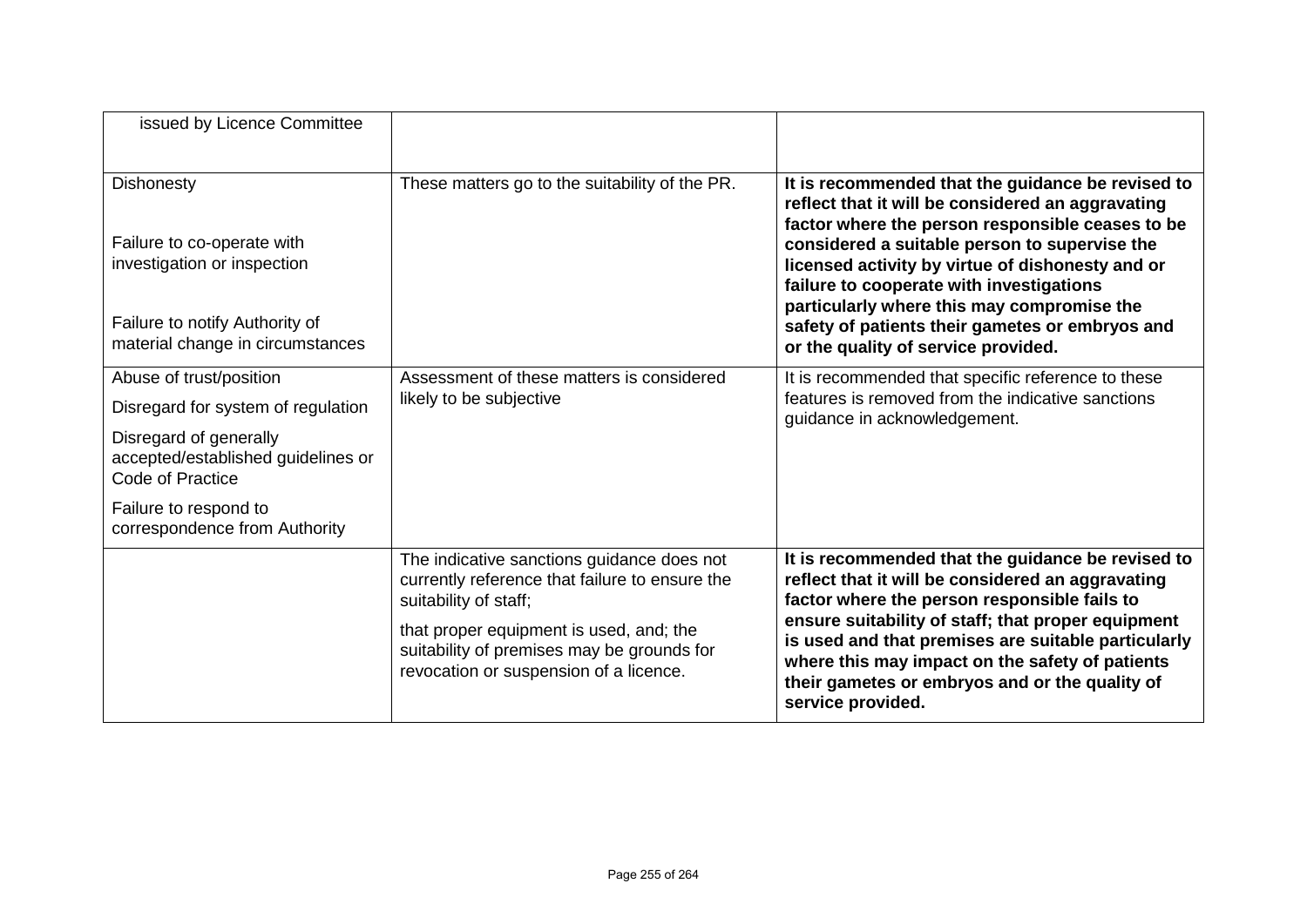| | | |
|---|---|---|
| issued by Licence Committee | | |
| Dishonesty<br><br>Failure to co-operate with investigation or inspection<br><br>Failure to notify Authority of material change in circumstances | These matters go to the suitability of the PR. | **It is recommended that the guidance be revised to reflect that it will be considered an aggravating factor where the person responsible ceases to be considered a suitable person to supervise the licensed activity by virtue of dishonesty and or failure to cooperate with investigations particularly where this may compromise the safety of patients their gametes or embryos and or the quality of service provided.** |
| Abuse of trust/position<br><br>Disregard for system of regulation<br><br>Disregard of generally accepted/established guidelines or Code of Practice<br><br>Failure to respond to correspondence from Authority | Assessment of these matters is considered likely to be subjective | It is recommended that specific reference to these features is removed from the indicative sanctions guidance in acknowledgement. |
| | The indicative sanctions guidance does not currently reference that failure to ensure the suitability of staff;<br><br>that proper equipment is used, and; the suitability of premises may be grounds for revocation or suspension of a licence. | **It is recommended that the guidance be revised to reflect that it will be considered an aggravating factor where the person responsible fails to ensure suitability of staff; that proper equipment is used and that premises are suitable particularly where this may impact on the safety of patients their gametes or embryos and or the quality of service provided.** |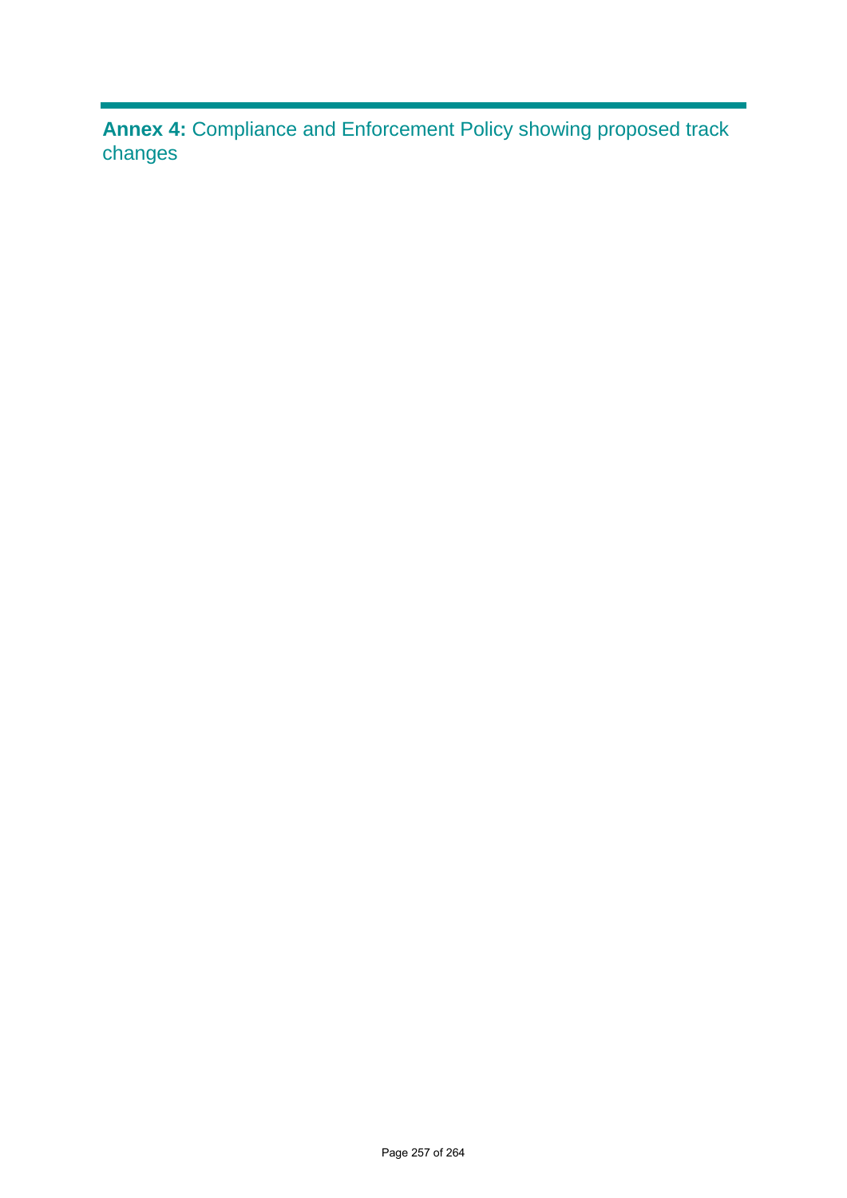**Annex 4:** Compliance and Enforcement Policy showing proposed track changes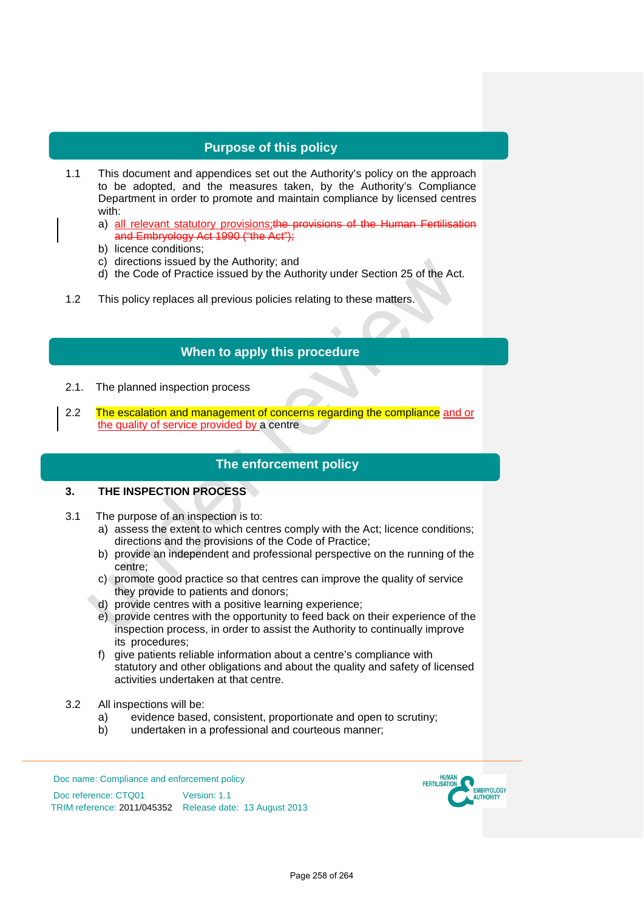## Purpose of this policy

1.1 This document and appendices set out the Authority's policy on the approach to be adopted, and the measures taken, by the Authority's Compliance Department in order to promote and maintain compliance by licensed centres with:

a) all relevant statutory provisions;~~the provisions of the Human Fertilisation and Embryology Act 1990 ("the Act");~~
b) licence conditions;
c) directions issued by the Authority; and
d) the Code of Practice issued by the Authority under Section 25 of the Act.

1.2 This policy replaces all previous policies relating to these matters.

## When to apply this procedure

2.1. The planned inspection process

2.2 The escalation and management of concerns regarding the compliance and or the quality of service provided by a centre

## The enforcement policy

**3. THE INSPECTION PROCESS**

3.1 The purpose of an inspection is to:

a) assess the extent to which centres comply with the Act; licence conditions; directions and the provisions of the Code of Practice;
b) provide an independent and professional perspective on the running of the centre;
c) promote good practice so that centres can improve the quality of service they provide to patients and donors;
d) provide centres with a positive learning experience;
e) provide centres with the opportunity to feed back on their experience of the inspection process, in order to assist the Authority to continually improve its procedures;
f) give patients reliable information about a centre's compliance with statutory and other obligations and about the quality and safety of licensed activities undertaken at that centre.

3.2 All inspections will be:

a) evidence based, consistent, proportionate and open to scrutiny;
b) undertaken in a professional and courteous manner;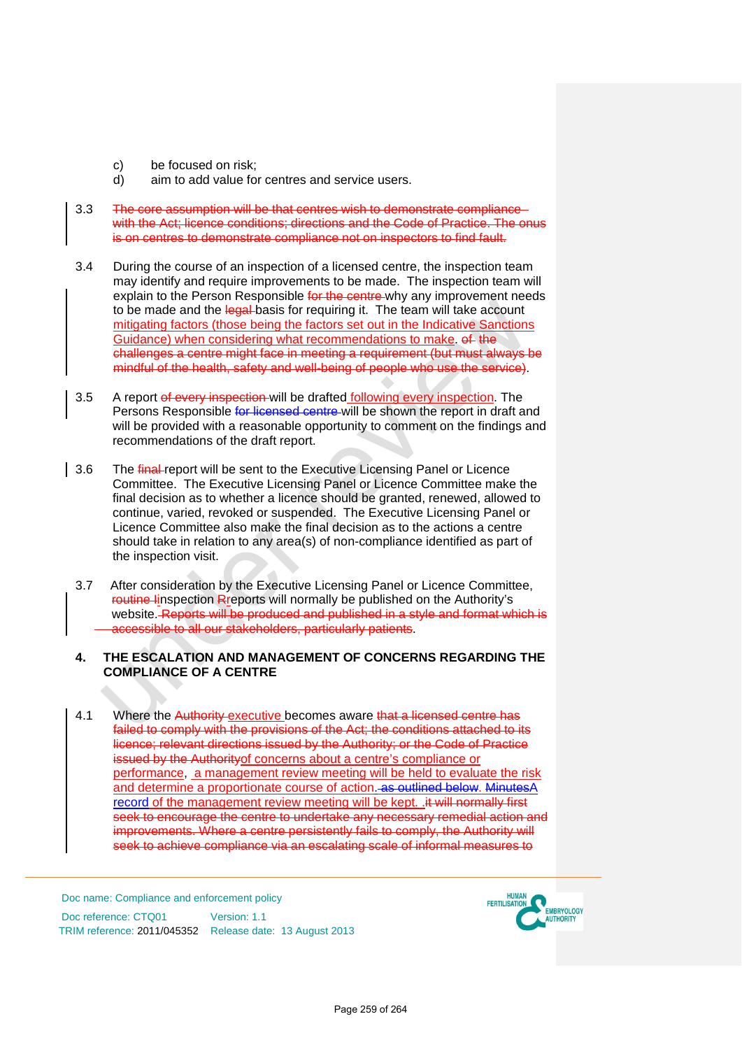c) be focused on risk;
d) aim to add value for centres and service users.

3.3 ~~The core assumption will be that centres wish to demonstrate compliance with the Act; licence conditions; directions and the Code of Practice. The onus is on centres to demonstrate compliance not on inspectors to find fault.~~

3.4 During the course of an inspection of a licensed centre, the inspection team may identify and require improvements to be made. The inspection team will explain to the Person Responsible ~~for the centre~~ why any improvement needs to be made and the ~~legal~~ basis for requiring it. The team will take account mitigating factors (those being the factors set out in the Indicative Sanctions Guidance) when considering what recommendations to make. ~~of the challenges a centre might face in meeting a requirement (but must always be mindful of the health, safety and well-being of people who use the service)~~.

3.5 A report ~~of every inspection~~ will be drafted following every inspection. The Persons Responsible ~~for licensed centre~~ will be shown the report in draft and will be provided with a reasonable opportunity to comment on the findings and recommendations of the draft report.

3.6 The ~~final~~ report will be sent to the Executive Licensing Panel or Licence Committee. The Executive Licensing Panel or Licence Committee make the final decision as to whether a licence should be granted, renewed, allowed to continue, varied, revoked or suspended. The Executive Licensing Panel or Licence Committee also make the final decision as to the actions a centre should take in relation to any area(s) of non-compliance identified as part of the inspection visit.

3.7 After consideration by the Executive Licensing Panel or Licence Committee, ~~routine I~~inspection ~~R~~reports will normally be published on the Authority's website. ~~Reports will be produced and published in a style and format which is accessible to all our stakeholders, particularly patients~~.

## 4. THE ESCALATION AND MANAGEMENT OF CONCERNS REGARDING THE COMPLIANCE OF A CENTRE

4.1 Where the ~~Authority~~ executive becomes aware ~~that a licensed centre has failed to comply with the provisions of the Act; the conditions attached to its licence; relevant directions issued by the Authority; or the Code of Practice issued by the Authority~~of concerns about a centre's compliance or performance, a management review meeting will be held to evaluate the risk and determine a proportionate course of action. ~~as outlined below.~~ ~~Minutes~~A record of the management review meeting will be kept. ~~it will normally first seek to encourage the centre to undertake any necessary remedial action and improvements. Where a centre persistently fails to comply, the Authority will seek to achieve compliance via an escalating scale of informal measures to~~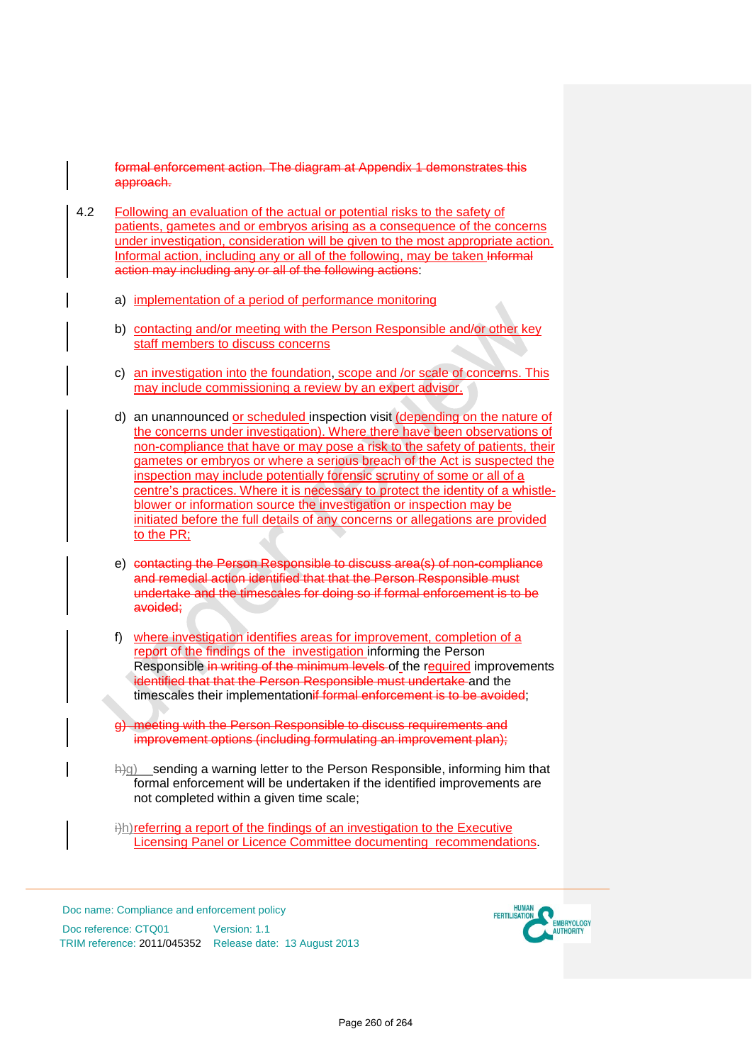formal enforcement action. The diagram at Appendix 1 demonstrates this approach.

4.2 Following an evaluation of the actual or potential risks to the safety of patients, gametes and or embryos arising as a consequence of the concerns under investigation, consideration will be given to the most appropriate action. Informal action, including any or all of the following, may be taken Informal action may including any or all of the following actions:

a) implementation of a period of performance monitoring

b) contacting and/or meeting with the Person Responsible and/or other key staff members to discuss concerns

c) an investigation into the foundation, scope and /or scale of concerns. This may include commissioning a review by an expert advisor.

d) an unannounced or scheduled inspection visit (depending on the nature of the concerns under investigation). Where there have been observations of non-compliance that have or may pose a risk to the safety of patients, their gametes or embryos or where a serious breach of the Act is suspected the inspection may include potentially forensic scrutiny of some or all of a centre's practices. Where it is necessary to protect the identity of a whistle-blower or information source the investigation or inspection may be initiated before the full details of any concerns or allegations are provided to the PR;

e) contacting the Person Responsible to discuss area(s) of non-compliance and remedial action identified that that the Person Responsible must undertake and the timescales for doing so if formal enforcement is to be avoided;

f) where investigation identifies areas for improvement, completion of a report of the findings of the investigation informing the Person Responsible in writing of the minimum levels of the required improvements identified that that the Person Responsible must undertake and the timescales their implementationif formal enforcement is to be avoided;

g) meeting with the Person Responsible to discuss requirements and improvement options (including formulating an improvement plan);

h)g) sending a warning letter to the Person Responsible, informing him that formal enforcement will be undertaken if the identified improvements are not completed within a given time scale;

i)h) referring a report of the findings of an investigation to the Executive Licensing Panel or Licence Committee documenting recommendations.

Doc name: Compliance and enforcement policy
Doc reference: CTQ01 Version: 1.1
TRIM reference: 2011/045352 Release date: 13 August 2013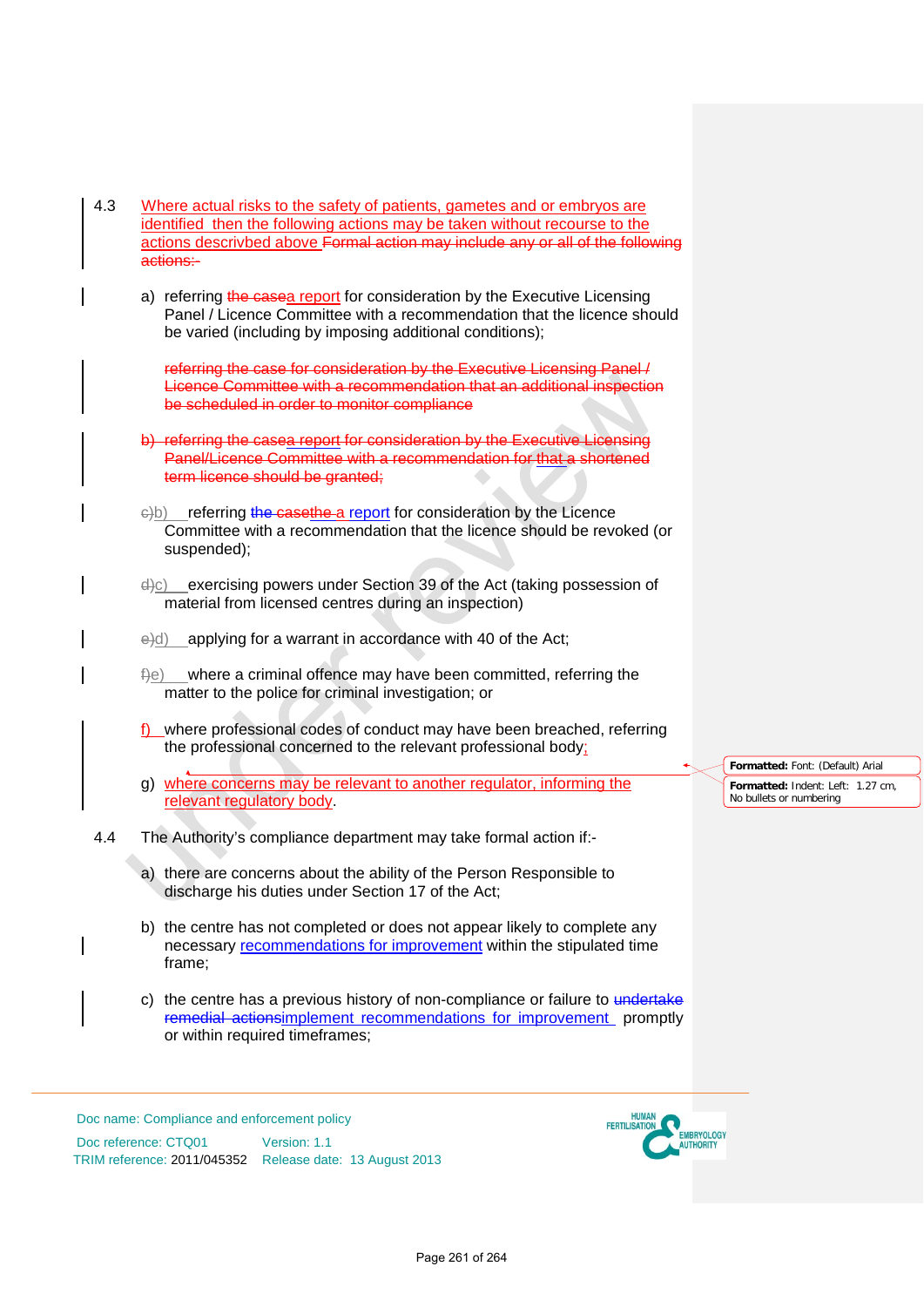4.3 Where actual risks to the safety of patients, gametes and or embryos are identified then the following actions may be taken without recourse to the actions descrivbed above ~~Formal action may include any or all of the following actions:-~~

a) referring ~~the case~~a report for consideration by the Executive Licensing Panel / Licence Committee with a recommendation that the licence should be varied (including by imposing additional conditions);

~~referring the case for consideration by the Executive Licensing Panel / Licence Committee with a recommendation that an additional inspection be scheduled in order to monitor compliance~~

~~b) referring the casea report for consideration by the Executive Licensing Panel/Licence Committee with a recommendation for that a shortened term licence should be granted;~~

~~c)~~b) referring ~~the case~~~~the~~ a report for consideration by the Licence Committee with a recommendation that the licence should be revoked (or suspended);

~~d)~~c) exercising powers under Section 39 of the Act (taking possession of material from licensed centres during an inspection)

~~e)~~d) applying for a warrant in accordance with 40 of the Act;

~~f)~~e) where a criminal offence may have been committed, referring the matter to the police for criminal investigation; or

f) where professional codes of conduct may have been breached, referring the professional concerned to the relevant professional body;

g) where concerns may be relevant to another regulator, informing the relevant regulatory body.

> **Formatted:** Font: (Default) Arial
>
> **Formatted:** Indent: Left: 1.27 cm, No bullets or numbering

4.4 The Authority's compliance department may take formal action if:-

a) there are concerns about the ability of the Person Responsible to discharge his duties under Section 17 of the Act;

b) the centre has not completed or does not appear likely to complete any necessary recommendations for improvement within the stipulated time frame;

c) the centre has a previous history of non-compliance or failure to ~~undertake remedial actions~~implement recommendations for improvement promptly or within required timeframes;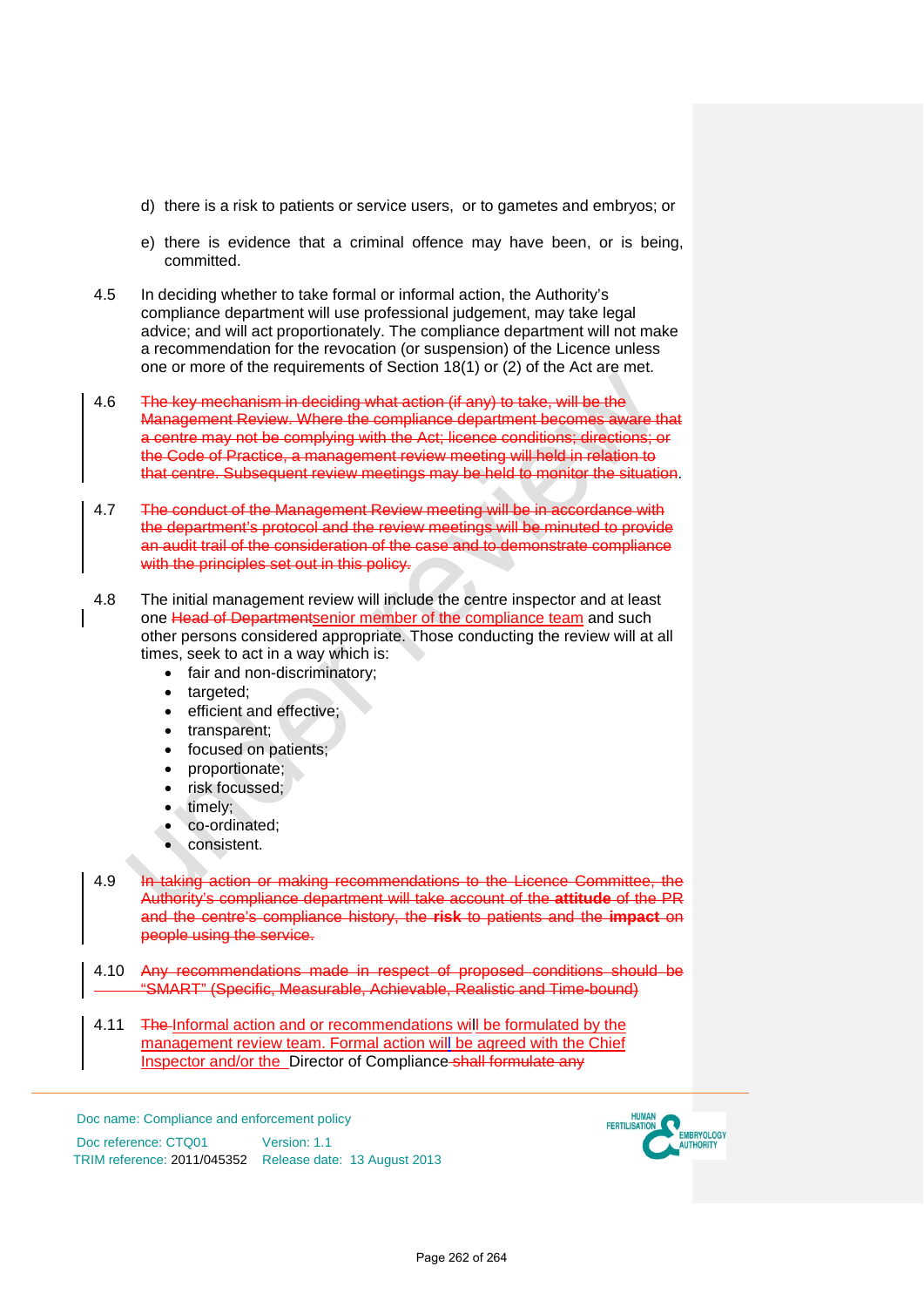d) there is a risk to patients or service users, or to gametes and embryos; or

e) there is evidence that a criminal offence may have been, or is being, committed.

4.5 In deciding whether to take formal or informal action, the Authority's compliance department will use professional judgement, may take legal advice; and will act proportionately. The compliance department will not make a recommendation for the revocation (or suspension) of the Licence unless one or more of the requirements of Section 18(1) or (2) of the Act are met.

4.6 ~~The key mechanism in deciding what action (if any) to take, will be the Management Review. Where the compliance department becomes aware that a centre may not be complying with the Act; licence conditions; directions; or the Code of Practice, a management review meeting will held in relation to that centre. Subsequent review meetings may be held to monitor the situation.~~

4.7 ~~The conduct of the Management Review meeting will be in accordance with the department's protocol and the review meetings will be minuted to provide an audit trail of the consideration of the case and to demonstrate compliance with the principles set out in this policy.~~

4.8 The initial management review will include the centre inspector and at least one ~~Head of Department~~senior member of the compliance team and such other persons considered appropriate. Those conducting the review will at all times, seek to act in a way which is:

- fair and non-discriminatory;
- targeted;
- efficient and effective;
- transparent;
- focused on patients;
- proportionate;
- risk focussed;
- timely;
- co-ordinated;
- consistent.

4.9 ~~In taking action or making recommendations to the Licence Committee, the Authority's compliance department will take account of the **attitude** of the PR and the centre's compliance history, the **risk** to patients and the **impact** on people using the service.~~

4.10 ~~Any recommendations made in respect of proposed conditions should be "SMART" (Specific, Measurable, Achievable, Realistic and Time-bound)~~

4.11 ~~The~~ Informal action and or recommendations will be formulated by the management review team. Formal action will be agreed with the Chief Inspector and/or the Director of Compliance ~~shall formulate any~~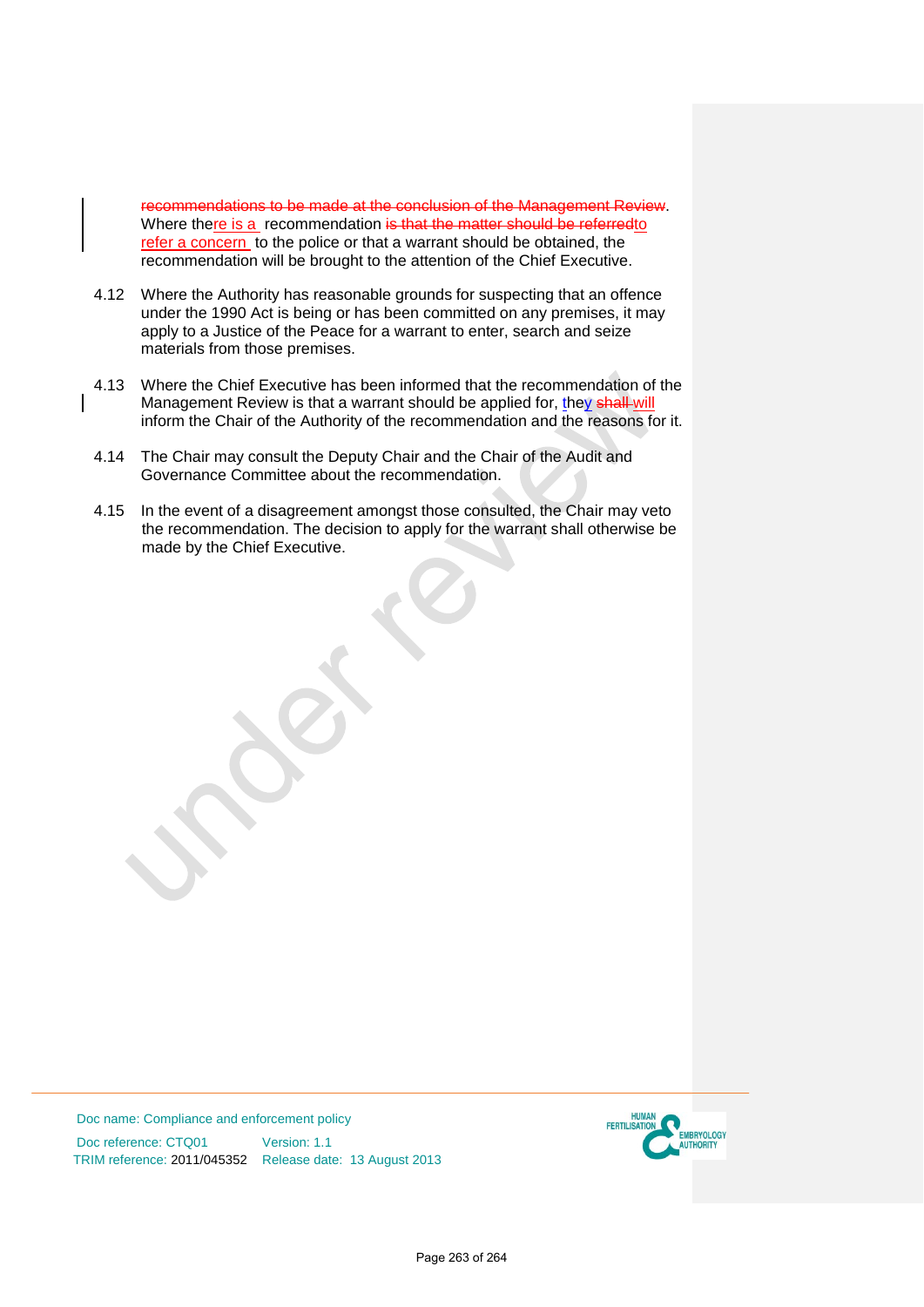~~recommendations to be made at the conclusion of the Management Review~~. Where the~~re is a~~ recommendation ~~is that the matter should be referred~~to refer a concern to the police or that a warrant should be obtained, the recommendation will be brought to the attention of the Chief Executive.

4.12 Where the Authority has reasonable grounds for suspecting that an offence under the 1990 Act is being or has been committed on any premises, it may apply to a Justice of the Peace for a warrant to enter, search and seize materials from those premises.

4.13 Where the Chief Executive has been informed that the recommendation of the Management Review is that a warrant should be applied for, they ~~shall~~ will inform the Chair of the Authority of the recommendation and the reasons for it.

4.14 The Chair may consult the Deputy Chair and the Chair of the Audit and Governance Committee about the recommendation.

4.15 In the event of a disagreement amongst those consulted, the Chair may veto the recommendation. The decision to apply for the warrant shall otherwise be made by the Chief Executive.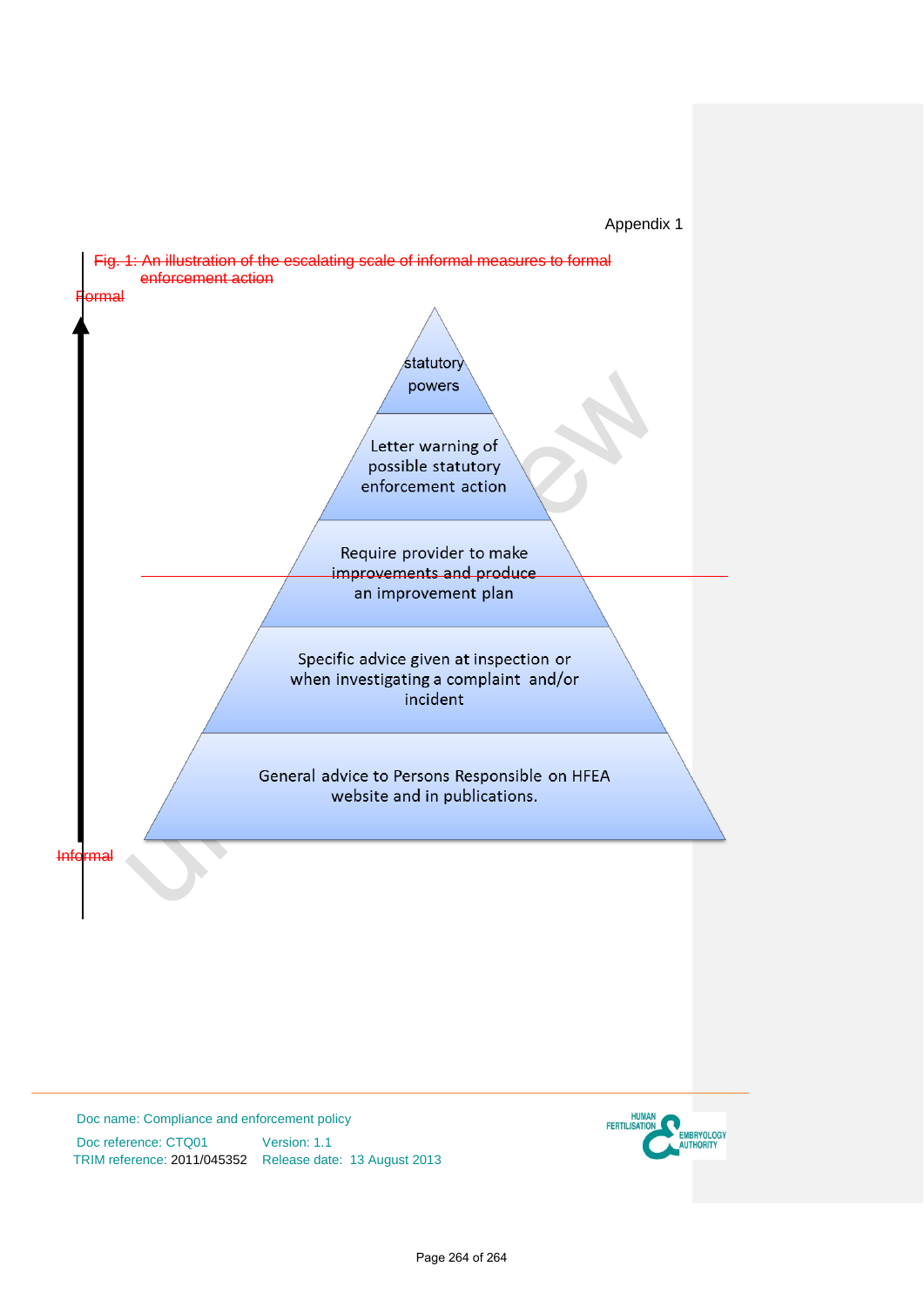Appendix 1

~~Fig. 1: An illustration of the escalating scale of informal measures to formal enforcement action~~

~~Formal~~

statutory powers

Letter warning of possible statutory enforcement action

Require provider to make improvements and produce an improvement plan

Specific advice given at inspection or when investigating a complaint and/or incident

General advice to Persons Responsible on HFEA website and in publications.

~~Informal~~

Doc name: Compliance and enforcement policy
Doc reference: CTQ01 Version: 1.1
TRIM reference: 2011/045352 Release date: 13 August 2013